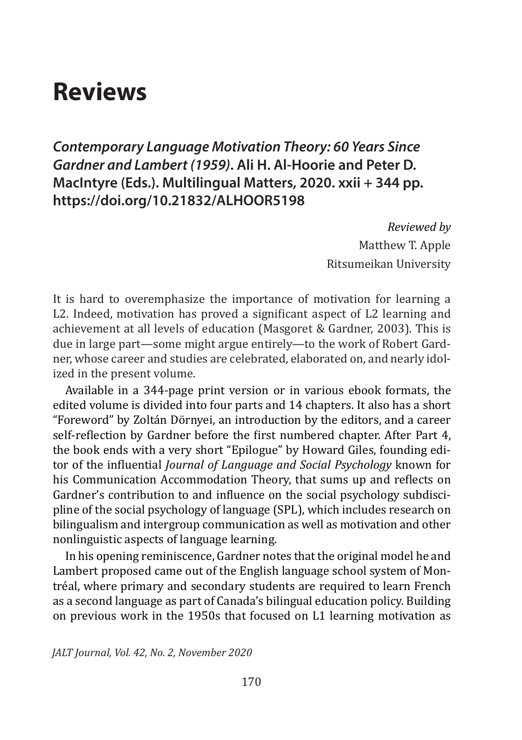# Reviews

## *Contemporary Language Motivation Theory: 60 Years Since Gardner and Lambert (1959)*. Ali H. Al-Hoorie and Peter D. MacIntyre (Eds.). Multilingual Matters, 2020. xxii + 344 pp. https://doi.org/10.21832/ALHOOR5198

*Reviewed by*
Matthew T. Apple
Ritsumeikan University

It is hard to overemphasize the importance of motivation for learning a L2. Indeed, motivation has proved a significant aspect of L2 learning and achievement at all levels of education (Masgoret & Gardner, 2003). This is due in large part—some might argue entirely—to the work of Robert Gardner, whose career and studies are celebrated, elaborated on, and nearly idolized in the present volume.

Available in a 344-page print version or in various ebook formats, the edited volume is divided into four parts and 14 chapters. It also has a short "Foreword" by Zoltán Dörnyei, an introduction by the editors, and a career self-reflection by Gardner before the first numbered chapter. After Part 4, the book ends with a very short "Epilogue" by Howard Giles, founding editor of the influential *Journal of Language and Social Psychology* known for his Communication Accommodation Theory, that sums up and reflects on Gardner's contribution to and influence on the social psychology subdiscipline of the social psychology of language (SPL), which includes research on bilingualism and intergroup communication as well as motivation and other nonlinguistic aspects of language learning.

In his opening reminiscence, Gardner notes that the original model he and Lambert proposed came out of the English language school system of Montréal, where primary and secondary students are required to learn French as a second language as part of Canada's bilingual education policy. Building on previous work in the 1950s that focused on L1 learning motivation as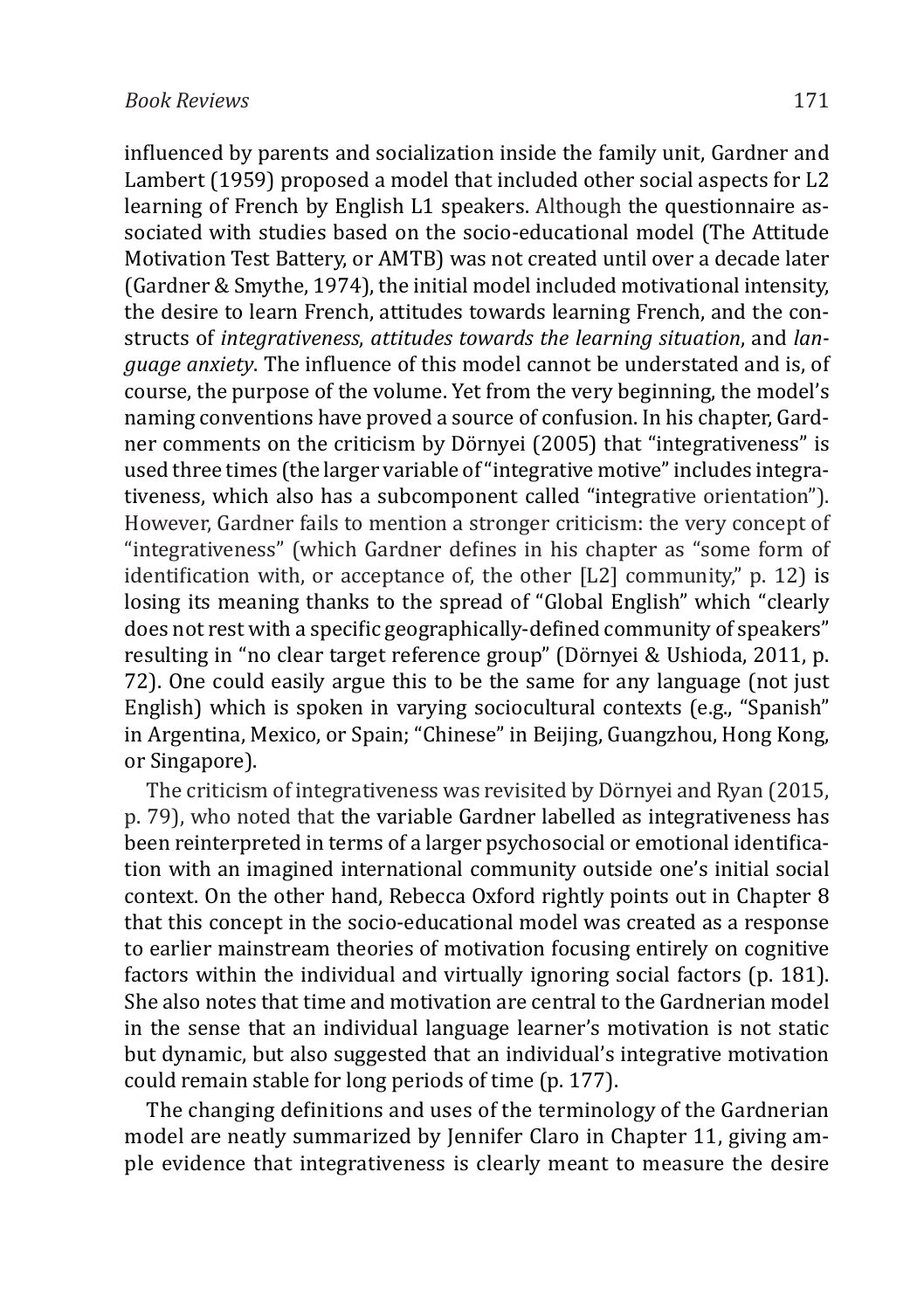influenced by parents and socialization inside the family unit, Gardner and Lambert (1959) proposed a model that included other social aspects for L2 learning of French by English L1 speakers. Although the questionnaire associated with studies based on the socio-educational model (The Attitude Motivation Test Battery, or AMTB) was not created until over a decade later (Gardner & Smythe, 1974), the initial model included motivational intensity, the desire to learn French, attitudes towards learning French, and the constructs of *integrativeness*, *attitudes towards the learning situation*, and *language anxiety*. The influence of this model cannot be understated and is, of course, the purpose of the volume. Yet from the very beginning, the model's naming conventions have proved a source of confusion. In his chapter, Gardner comments on the criticism by Dörnyei (2005) that "integrativeness" is used three times (the larger variable of "integrative motive" includes integrativeness, which also has a subcomponent called "integrative orientation"). However, Gardner fails to mention a stronger criticism: the very concept of "integrativeness" (which Gardner defines in his chapter as "some form of identification with, or acceptance of, the other [L2] community," p. 12) is losing its meaning thanks to the spread of "Global English" which "clearly does not rest with a specific geographically-defined community of speakers" resulting in "no clear target reference group" (Dörnyei & Ushioda, 2011, p. 72). One could easily argue this to be the same for any language (not just English) which is spoken in varying sociocultural contexts (e.g., "Spanish" in Argentina, Mexico, or Spain; "Chinese" in Beijing, Guangzhou, Hong Kong, or Singapore).

The criticism of integrativeness was revisited by Dörnyei and Ryan (2015, p. 79), who noted that the variable Gardner labelled as integrativeness has been reinterpreted in terms of a larger psychosocial or emotional identification with an imagined international community outside one's initial social context. On the other hand, Rebecca Oxford rightly points out in Chapter 8 that this concept in the socio-educational model was created as a response to earlier mainstream theories of motivation focusing entirely on cognitive factors within the individual and virtually ignoring social factors (p. 181). She also notes that time and motivation are central to the Gardnerian model in the sense that an individual language learner's motivation is not static but dynamic, but also suggested that an individual's integrative motivation could remain stable for long periods of time (p. 177).

The changing definitions and uses of the terminology of the Gardnerian model are neatly summarized by Jennifer Claro in Chapter 11, giving ample evidence that integrativeness is clearly meant to measure the desire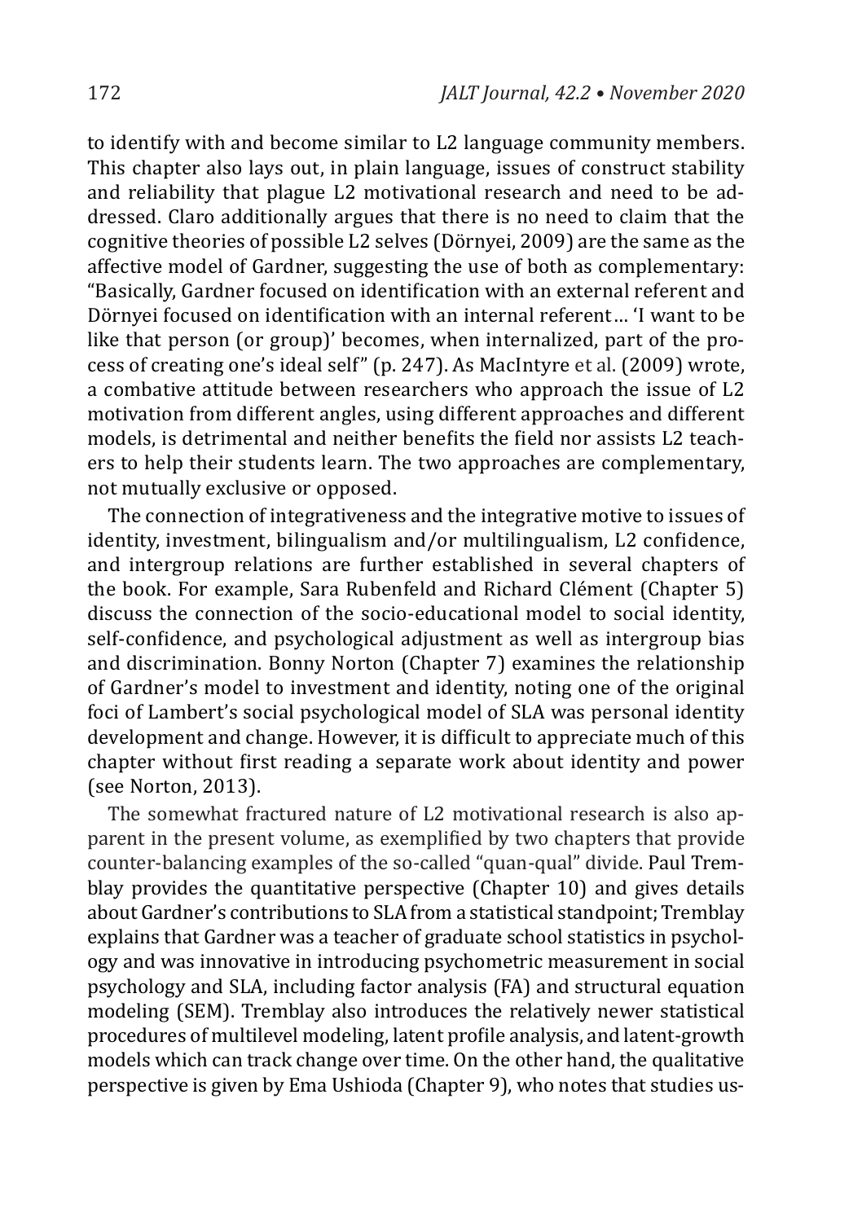to identify with and become similar to L2 language community members. This chapter also lays out, in plain language, issues of construct stability and reliability that plague L2 motivational research and need to be addressed. Claro additionally argues that there is no need to claim that the cognitive theories of possible L2 selves (Dörnyei, 2009) are the same as the affective model of Gardner, suggesting the use of both as complementary: "Basically, Gardner focused on identification with an external referent and Dörnyei focused on identification with an internal referent… 'I want to be like that person (or group)' becomes, when internalized, part of the process of creating one's ideal self" (p. 247). As MacIntyre et al. (2009) wrote, a combative attitude between researchers who approach the issue of L2 motivation from different angles, using different approaches and different models, is detrimental and neither benefits the field nor assists L2 teachers to help their students learn. The two approaches are complementary, not mutually exclusive or opposed.

The connection of integrativeness and the integrative motive to issues of identity, investment, bilingualism and/or multilingualism, L2 confidence, and intergroup relations are further established in several chapters of the book. For example, Sara Rubenfeld and Richard Clément (Chapter 5) discuss the connection of the socio-educational model to social identity, self-confidence, and psychological adjustment as well as intergroup bias and discrimination. Bonny Norton (Chapter 7) examines the relationship of Gardner's model to investment and identity, noting one of the original foci of Lambert's social psychological model of SLA was personal identity development and change. However, it is difficult to appreciate much of this chapter without first reading a separate work about identity and power (see Norton, 2013).

The somewhat fractured nature of L2 motivational research is also apparent in the present volume, as exemplified by two chapters that provide counter-balancing examples of the so-called "quan-qual" divide. Paul Tremblay provides the quantitative perspective (Chapter 10) and gives details about Gardner's contributions to SLA from a statistical standpoint; Tremblay explains that Gardner was a teacher of graduate school statistics in psychology and was innovative in introducing psychometric measurement in social psychology and SLA, including factor analysis (FA) and structural equation modeling (SEM). Tremblay also introduces the relatively newer statistical procedures of multilevel modeling, latent profile analysis, and latent-growth models which can track change over time. On the other hand, the qualitative perspective is given by Ema Ushioda (Chapter 9), who notes that studies us-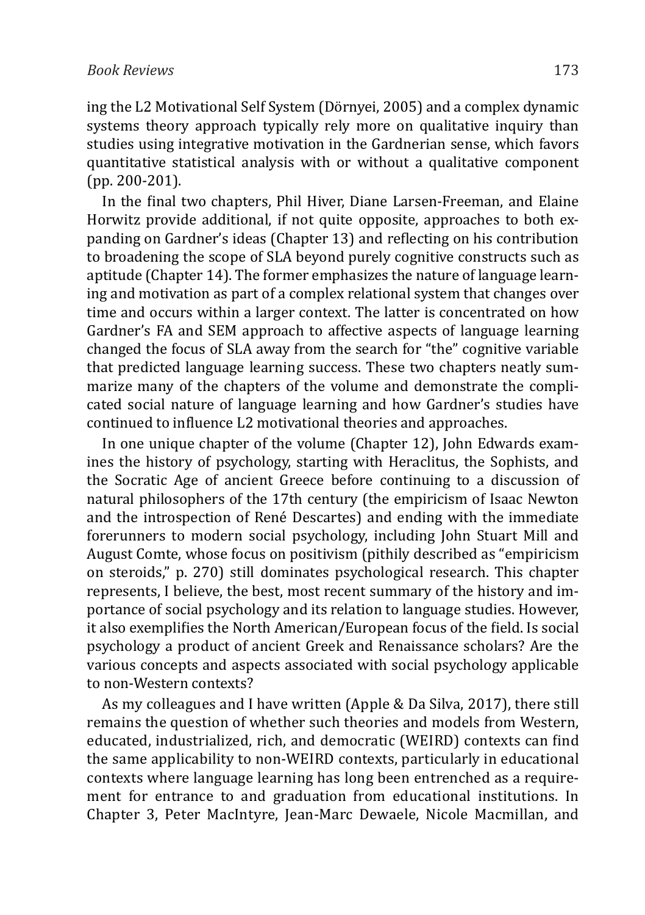ing the L2 Motivational Self System (Dörnyei, 2005) and a complex dynamic systems theory approach typically rely more on qualitative inquiry than studies using integrative motivation in the Gardnerian sense, which favors quantitative statistical analysis with or without a qualitative component (pp. 200-201).

In the final two chapters, Phil Hiver, Diane Larsen-Freeman, and Elaine Horwitz provide additional, if not quite opposite, approaches to both expanding on Gardner's ideas (Chapter 13) and reflecting on his contribution to broadening the scope of SLA beyond purely cognitive constructs such as aptitude (Chapter 14). The former emphasizes the nature of language learning and motivation as part of a complex relational system that changes over time and occurs within a larger context. The latter is concentrated on how Gardner's FA and SEM approach to affective aspects of language learning changed the focus of SLA away from the search for "the" cognitive variable that predicted language learning success. These two chapters neatly summarize many of the chapters of the volume and demonstrate the complicated social nature of language learning and how Gardner's studies have continued to influence L2 motivational theories and approaches.

In one unique chapter of the volume (Chapter 12), John Edwards examines the history of psychology, starting with Heraclitus, the Sophists, and the Socratic Age of ancient Greece before continuing to a discussion of natural philosophers of the 17th century (the empiricism of Isaac Newton and the introspection of René Descartes) and ending with the immediate forerunners to modern social psychology, including John Stuart Mill and August Comte, whose focus on positivism (pithily described as "empiricism on steroids," p. 270) still dominates psychological research. This chapter represents, I believe, the best, most recent summary of the history and importance of social psychology and its relation to language studies. However, it also exemplifies the North American/European focus of the field. Is social psychology a product of ancient Greek and Renaissance scholars? Are the various concepts and aspects associated with social psychology applicable to non-Western contexts?

As my colleagues and I have written (Apple & Da Silva, 2017), there still remains the question of whether such theories and models from Western, educated, industrialized, rich, and democratic (WEIRD) contexts can find the same applicability to non-WEIRD contexts, particularly in educational contexts where language learning has long been entrenched as a requirement for entrance to and graduation from educational institutions. In Chapter 3, Peter MacIntyre, Jean-Marc Dewaele, Nicole Macmillan, and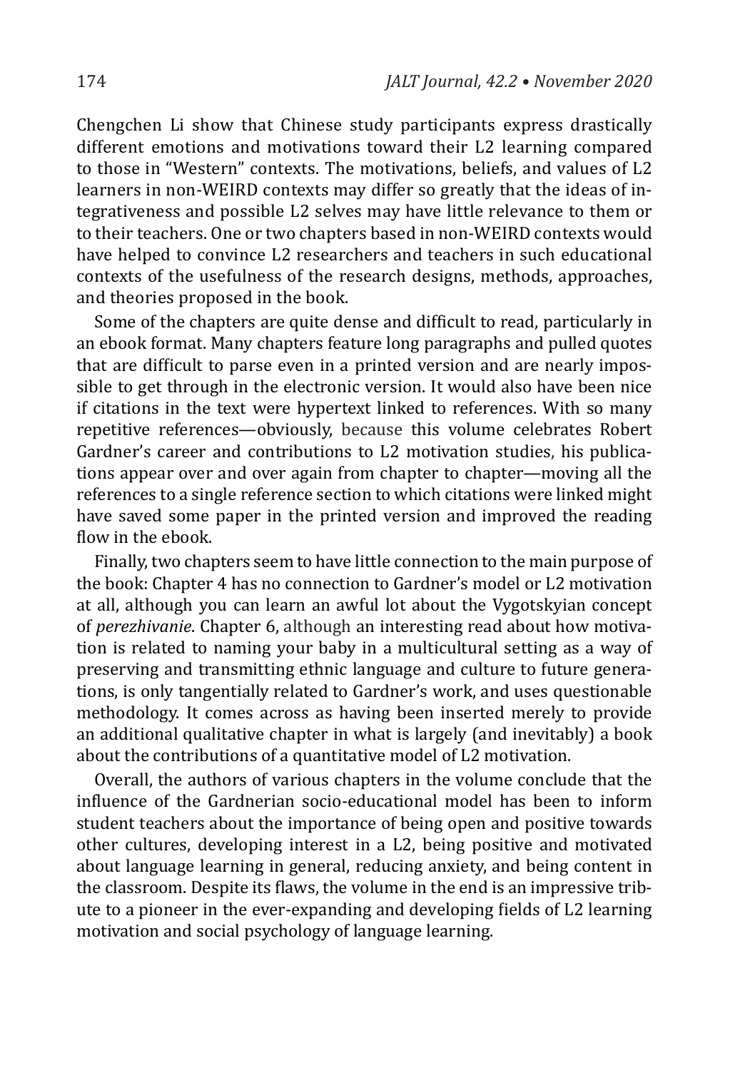Chengchen Li show that Chinese study participants express drastically different emotions and motivations toward their L2 learning compared to those in "Western" contexts. The motivations, beliefs, and values of L2 learners in non-WEIRD contexts may differ so greatly that the ideas of integrativeness and possible L2 selves may have little relevance to them or to their teachers. One or two chapters based in non-WEIRD contexts would have helped to convince L2 researchers and teachers in such educational contexts of the usefulness of the research designs, methods, approaches, and theories proposed in the book.

Some of the chapters are quite dense and difficult to read, particularly in an ebook format. Many chapters feature long paragraphs and pulled quotes that are difficult to parse even in a printed version and are nearly impossible to get through in the electronic version. It would also have been nice if citations in the text were hypertext linked to references. With so many repetitive references—obviously, because this volume celebrates Robert Gardner's career and contributions to L2 motivation studies, his publications appear over and over again from chapter to chapter—moving all the references to a single reference section to which citations were linked might have saved some paper in the printed version and improved the reading flow in the ebook.

Finally, two chapters seem to have little connection to the main purpose of the book: Chapter 4 has no connection to Gardner's model or L2 motivation at all, although you can learn an awful lot about the Vygotskyian concept of *perezhivanie*. Chapter 6, although an interesting read about how motivation is related to naming your baby in a multicultural setting as a way of preserving and transmitting ethnic language and culture to future generations, is only tangentially related to Gardner's work, and uses questionable methodology. It comes across as having been inserted merely to provide an additional qualitative chapter in what is largely (and inevitably) a book about the contributions of a quantitative model of L2 motivation.

Overall, the authors of various chapters in the volume conclude that the influence of the Gardnerian socio-educational model has been to inform student teachers about the importance of being open and positive towards other cultures, developing interest in a L2, being positive and motivated about language learning in general, reducing anxiety, and being content in the classroom. Despite its flaws, the volume in the end is an impressive tribute to a pioneer in the ever-expanding and developing fields of L2 learning motivation and social psychology of language learning.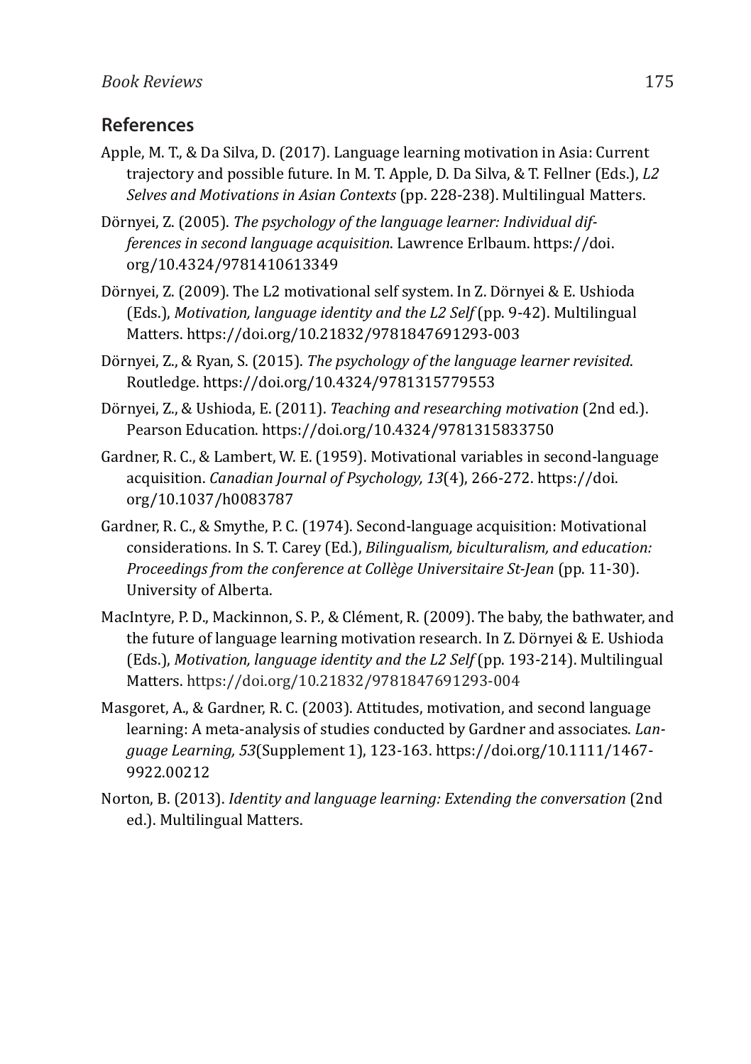## References

Apple, M. T., & Da Silva, D. (2017). Language learning motivation in Asia: Current trajectory and possible future. In M. T. Apple, D. Da Silva, & T. Fellner (Eds.), *L2 Selves and Motivations in Asian Contexts* (pp. 228-238). Multilingual Matters.

Dörnyei, Z. (2005). *The psychology of the language learner: Individual differences in second language acquisition*. Lawrence Erlbaum. https://doi.org/10.4324/9781410613349

Dörnyei, Z. (2009). The L2 motivational self system. In Z. Dörnyei & E. Ushioda (Eds.), *Motivation, language identity and the L2 Self* (pp. 9-42). Multilingual Matters. https://doi.org/10.21832/9781847691293-003

Dörnyei, Z., & Ryan, S. (2015). *The psychology of the language learner revisited*. Routledge. https://doi.org/10.4324/9781315779553

Dörnyei, Z., & Ushioda, E. (2011). *Teaching and researching motivation* (2nd ed.). Pearson Education. https://doi.org/10.4324/9781315833750

Gardner, R. C., & Lambert, W. E. (1959). Motivational variables in second-language acquisition. *Canadian Journal of Psychology, 13*(4), 266-272. https://doi.org/10.1037/h0083787

Gardner, R. C., & Smythe, P. C. (1974). Second-language acquisition: Motivational considerations. In S. T. Carey (Ed.), *Bilingualism, biculturalism, and education: Proceedings from the conference at Collège Universitaire St-Jean* (pp. 11-30). University of Alberta.

MacIntyre, P. D., Mackinnon, S. P., & Clément, R. (2009). The baby, the bathwater, and the future of language learning motivation research. In Z. Dörnyei & E. Ushioda (Eds.), *Motivation, language identity and the L2 Self* (pp. 193-214). Multilingual Matters. https://doi.org/10.21832/9781847691293-004

Masgoret, A., & Gardner, R. C. (2003). Attitudes, motivation, and second language learning: A meta-analysis of studies conducted by Gardner and associates. *Language Learning, 53*(Supplement 1), 123-163. https://doi.org/10.1111/1467-9922.00212

Norton, B. (2013). *Identity and language learning: Extending the conversation* (2nd ed.). Multilingual Matters.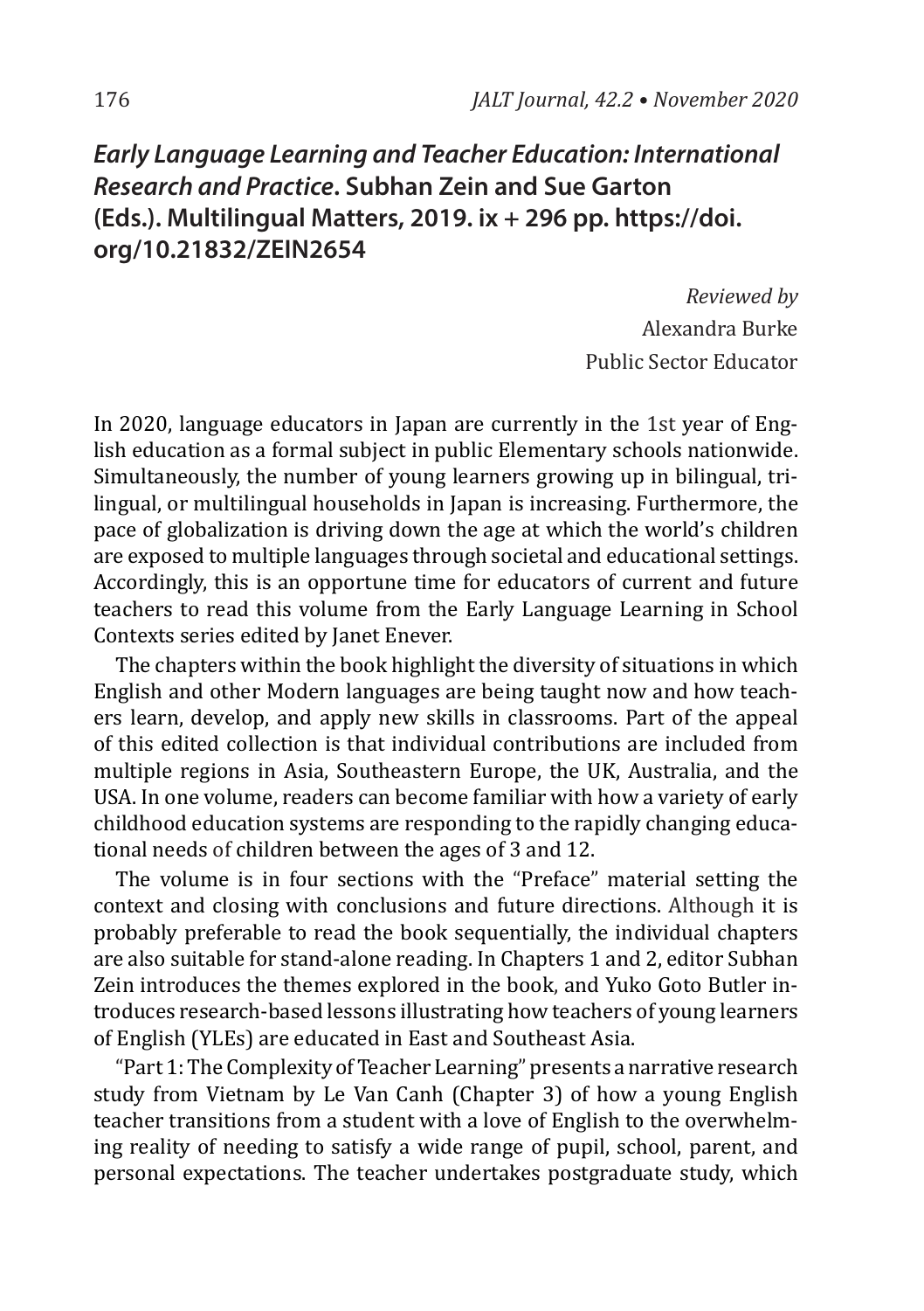## *Early Language Learning and Teacher Education: International Research and Practice*. Subhan Zein and Sue Garton (Eds.). Multilingual Matters, 2019. ix + 296 pp. https://doi.org/10.21832/ZEIN2654

*Reviewed by*
Alexandra Burke
Public Sector Educator

In 2020, language educators in Japan are currently in the 1st year of English education as a formal subject in public Elementary schools nationwide. Simultaneously, the number of young learners growing up in bilingual, trilingual, or multilingual households in Japan is increasing. Furthermore, the pace of globalization is driving down the age at which the world's children are exposed to multiple languages through societal and educational settings. Accordingly, this is an opportune time for educators of current and future teachers to read this volume from the Early Language Learning in School Contexts series edited by Janet Enever.

The chapters within the book highlight the diversity of situations in which English and other Modern languages are being taught now and how teachers learn, develop, and apply new skills in classrooms. Part of the appeal of this edited collection is that individual contributions are included from multiple regions in Asia, Southeastern Europe, the UK, Australia, and the USA. In one volume, readers can become familiar with how a variety of early childhood education systems are responding to the rapidly changing educational needs of children between the ages of 3 and 12.

The volume is in four sections with the "Preface" material setting the context and closing with conclusions and future directions. Although it is probably preferable to read the book sequentially, the individual chapters are also suitable for stand-alone reading. In Chapters 1 and 2, editor Subhan Zein introduces the themes explored in the book, and Yuko Goto Butler introduces research-based lessons illustrating how teachers of young learners of English (YLEs) are educated in East and Southeast Asia.

"Part 1: The Complexity of Teacher Learning" presents a narrative research study from Vietnam by Le Van Canh (Chapter 3) of how a young English teacher transitions from a student with a love of English to the overwhelming reality of needing to satisfy a wide range of pupil, school, parent, and personal expectations. The teacher undertakes postgraduate study, which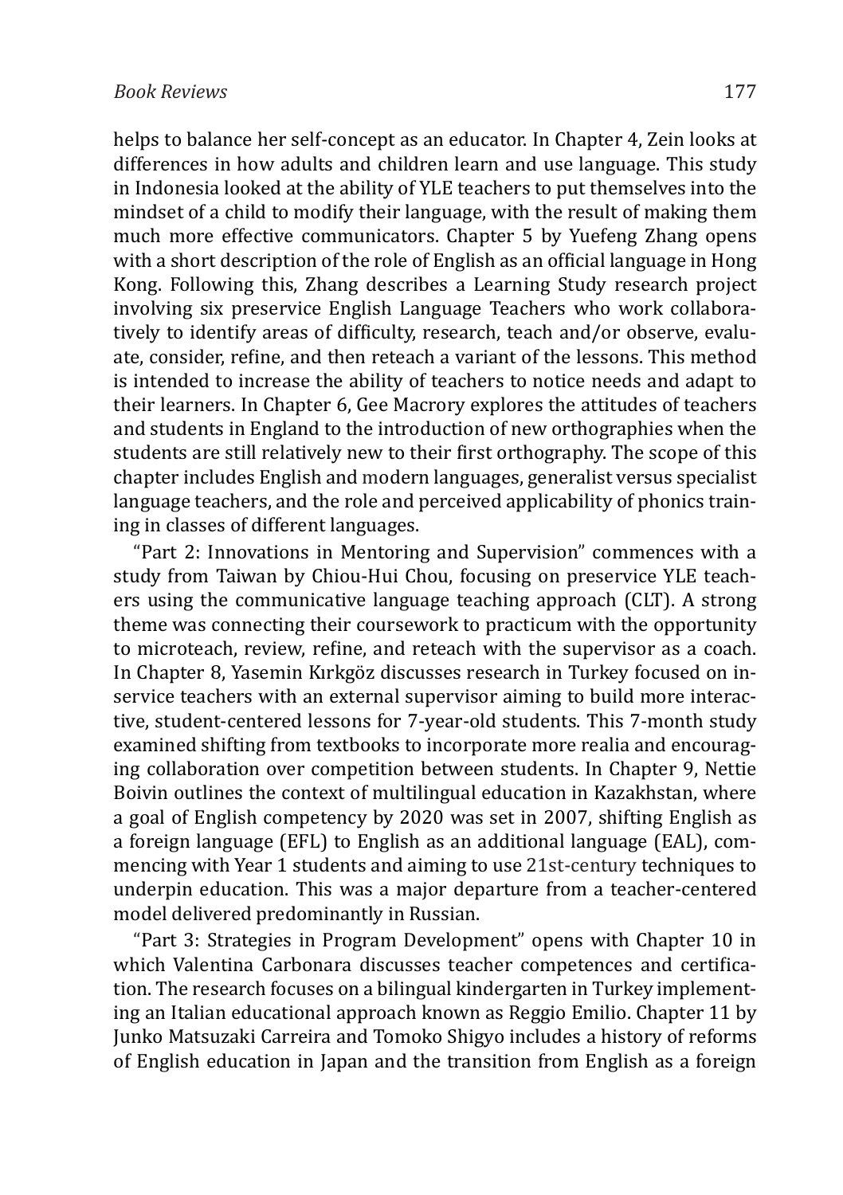helps to balance her self-concept as an educator. In Chapter 4, Zein looks at differences in how adults and children learn and use language. This study in Indonesia looked at the ability of YLE teachers to put themselves into the mindset of a child to modify their language, with the result of making them much more effective communicators. Chapter 5 by Yuefeng Zhang opens with a short description of the role of English as an official language in Hong Kong. Following this, Zhang describes a Learning Study research project involving six preservice English Language Teachers who work collaboratively to identify areas of difficulty, research, teach and/or observe, evaluate, consider, refine, and then reteach a variant of the lessons. This method is intended to increase the ability of teachers to notice needs and adapt to their learners. In Chapter 6, Gee Macrory explores the attitudes of teachers and students in England to the introduction of new orthographies when the students are still relatively new to their first orthography. The scope of this chapter includes English and modern languages, generalist versus specialist language teachers, and the role and perceived applicability of phonics training in classes of different languages.

"Part 2: Innovations in Mentoring and Supervision" commences with a study from Taiwan by Chiou-Hui Chou, focusing on preservice YLE teachers using the communicative language teaching approach (CLT). A strong theme was connecting their coursework to practicum with the opportunity to microteach, review, refine, and reteach with the supervisor as a coach. In Chapter 8, Yasemin Kırkgöz discusses research in Turkey focused on in-service teachers with an external supervisor aiming to build more interactive, student-centered lessons for 7-year-old students. This 7-month study examined shifting from textbooks to incorporate more realia and encouraging collaboration over competition between students. In Chapter 9, Nettie Boivin outlines the context of multilingual education in Kazakhstan, where a goal of English competency by 2020 was set in 2007, shifting English as a foreign language (EFL) to English as an additional language (EAL), commencing with Year 1 students and aiming to use 21st-century techniques to underpin education. This was a major departure from a teacher-centered model delivered predominantly in Russian.

"Part 3: Strategies in Program Development" opens with Chapter 10 in which Valentina Carbonara discusses teacher competences and certification. The research focuses on a bilingual kindergarten in Turkey implementing an Italian educational approach known as Reggio Emilio. Chapter 11 by Junko Matsuzaki Carreira and Tomoko Shigyo includes a history of reforms of English education in Japan and the transition from English as a foreign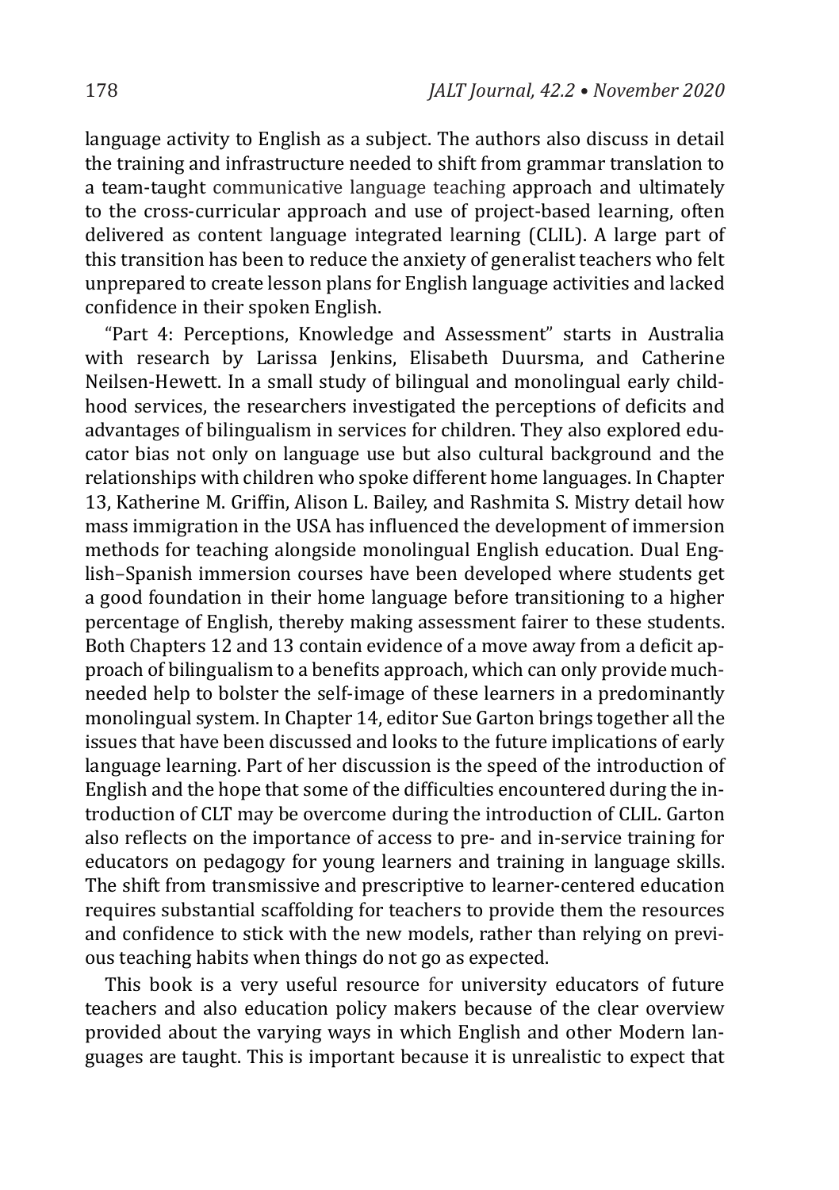language activity to English as a subject. The authors also discuss in detail the training and infrastructure needed to shift from grammar translation to a team-taught communicative language teaching approach and ultimately to the cross-curricular approach and use of project-based learning, often delivered as content language integrated learning (CLIL). A large part of this transition has been to reduce the anxiety of generalist teachers who felt unprepared to create lesson plans for English language activities and lacked confidence in their spoken English.

"Part 4: Perceptions, Knowledge and Assessment" starts in Australia with research by Larissa Jenkins, Elisabeth Duursma, and Catherine Neilsen-Hewett. In a small study of bilingual and monolingual early childhood services, the researchers investigated the perceptions of deficits and advantages of bilingualism in services for children. They also explored educator bias not only on language use but also cultural background and the relationships with children who spoke different home languages. In Chapter 13, Katherine M. Griffin, Alison L. Bailey, and Rashmita S. Mistry detail how mass immigration in the USA has influenced the development of immersion methods for teaching alongside monolingual English education. Dual English–Spanish immersion courses have been developed where students get a good foundation in their home language before transitioning to a higher percentage of English, thereby making assessment fairer to these students. Both Chapters 12 and 13 contain evidence of a move away from a deficit approach of bilingualism to a benefits approach, which can only provide much-needed help to bolster the self-image of these learners in a predominantly monolingual system. In Chapter 14, editor Sue Garton brings together all the issues that have been discussed and looks to the future implications of early language learning. Part of her discussion is the speed of the introduction of English and the hope that some of the difficulties encountered during the introduction of CLT may be overcome during the introduction of CLIL. Garton also reflects on the importance of access to pre- and in-service training for educators on pedagogy for young learners and training in language skills. The shift from transmissive and prescriptive to learner-centered education requires substantial scaffolding for teachers to provide them the resources and confidence to stick with the new models, rather than relying on previous teaching habits when things do not go as expected.

This book is a very useful resource for university educators of future teachers and also education policy makers because of the clear overview provided about the varying ways in which English and other Modern languages are taught. This is important because it is unrealistic to expect that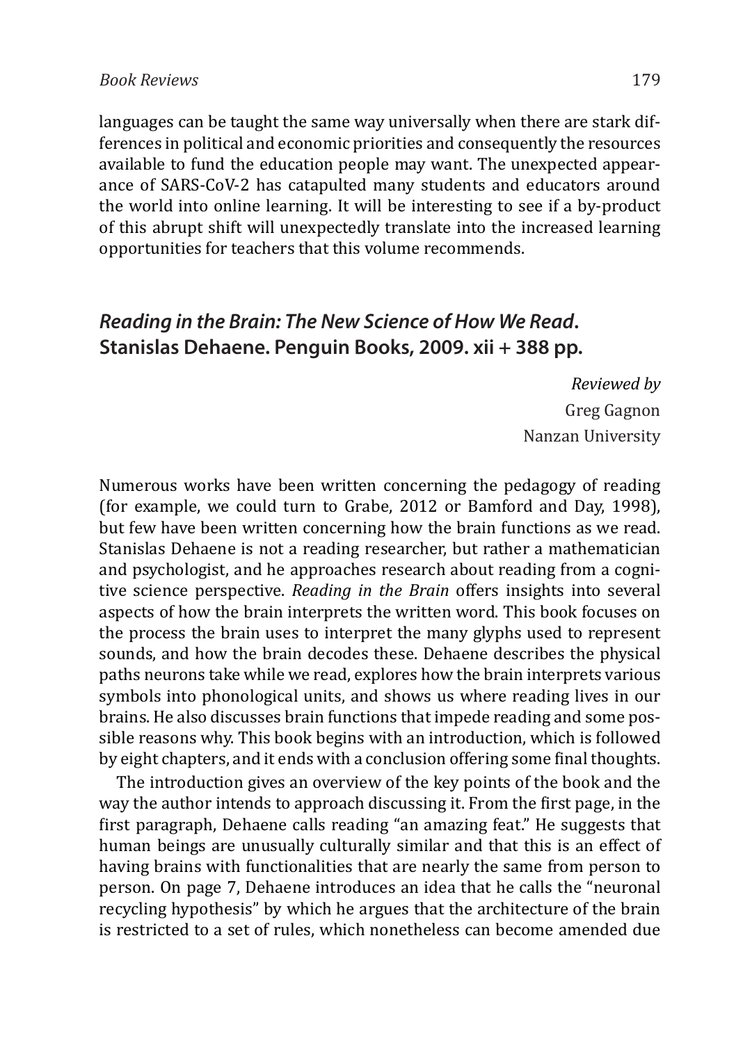languages can be taught the same way universally when there are stark differences in political and economic priorities and consequently the resources available to fund the education people may want. The unexpected appearance of SARS-CoV-2 has catapulted many students and educators around the world into online learning. It will be interesting to see if a by-product of this abrupt shift will unexpectedly translate into the increased learning opportunities for teachers that this volume recommends.

## *Reading in the Brain: The New Science of How We Read*. Stanislas Dehaene. Penguin Books, 2009. xii + 388 pp.

*Reviewed by*
Greg Gagnon
Nanzan University

Numerous works have been written concerning the pedagogy of reading (for example, we could turn to Grabe, 2012 or Bamford and Day, 1998), but few have been written concerning how the brain functions as we read. Stanislas Dehaene is not a reading researcher, but rather a mathematician and psychologist, and he approaches research about reading from a cognitive science perspective. *Reading in the Brain* offers insights into several aspects of how the brain interprets the written word. This book focuses on the process the brain uses to interpret the many glyphs used to represent sounds, and how the brain decodes these. Dehaene describes the physical paths neurons take while we read, explores how the brain interprets various symbols into phonological units, and shows us where reading lives in our brains. He also discusses brain functions that impede reading and some possible reasons why. This book begins with an introduction, which is followed by eight chapters, and it ends with a conclusion offering some final thoughts.

The introduction gives an overview of the key points of the book and the way the author intends to approach discussing it. From the first page, in the first paragraph, Dehaene calls reading "an amazing feat." He suggests that human beings are unusually culturally similar and that this is an effect of having brains with functionalities that are nearly the same from person to person. On page 7, Dehaene introduces an idea that he calls the "neuronal recycling hypothesis" by which he argues that the architecture of the brain is restricted to a set of rules, which nonetheless can become amended due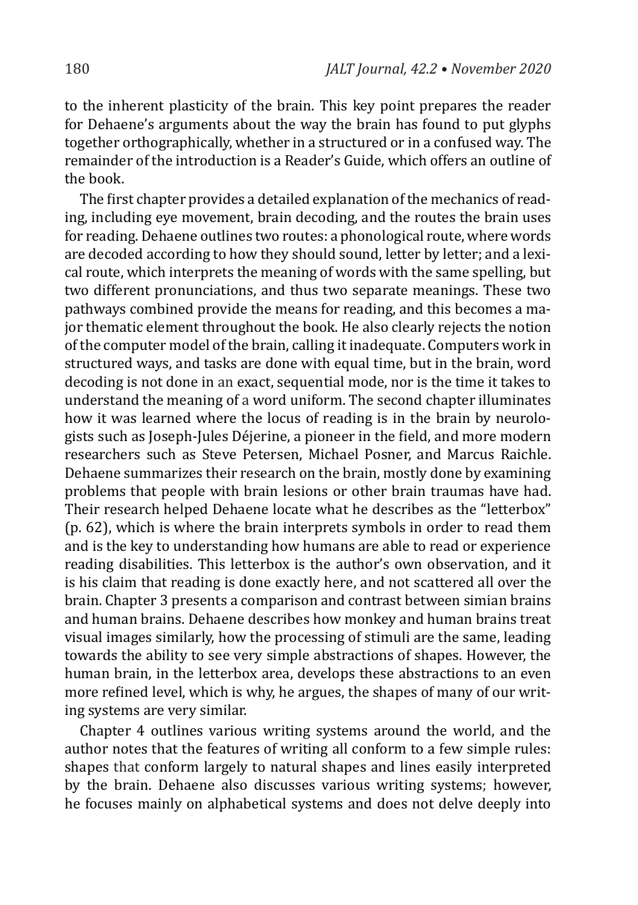to the inherent plasticity of the brain. This key point prepares the reader for Dehaene's arguments about the way the brain has found to put glyphs together orthographically, whether in a structured or in a confused way. The remainder of the introduction is a Reader's Guide, which offers an outline of the book.

The first chapter provides a detailed explanation of the mechanics of reading, including eye movement, brain decoding, and the routes the brain uses for reading. Dehaene outlines two routes: a phonological route, where words are decoded according to how they should sound, letter by letter; and a lexical route, which interprets the meaning of words with the same spelling, but two different pronunciations, and thus two separate meanings. These two pathways combined provide the means for reading, and this becomes a major thematic element throughout the book. He also clearly rejects the notion of the computer model of the brain, calling it inadequate. Computers work in structured ways, and tasks are done with equal time, but in the brain, word decoding is not done in an exact, sequential mode, nor is the time it takes to understand the meaning of a word uniform. The second chapter illuminates how it was learned where the locus of reading is in the brain by neurologists such as Joseph-Jules Déjerine, a pioneer in the field, and more modern researchers such as Steve Petersen, Michael Posner, and Marcus Raichle. Dehaene summarizes their research on the brain, mostly done by examining problems that people with brain lesions or other brain traumas have had. Their research helped Dehaene locate what he describes as the "letterbox" (p. 62), which is where the brain interprets symbols in order to read them and is the key to understanding how humans are able to read or experience reading disabilities. This letterbox is the author's own observation, and it is his claim that reading is done exactly here, and not scattered all over the brain. Chapter 3 presents a comparison and contrast between simian brains and human brains. Dehaene describes how monkey and human brains treat visual images similarly, how the processing of stimuli are the same, leading towards the ability to see very simple abstractions of shapes. However, the human brain, in the letterbox area, develops these abstractions to an even more refined level, which is why, he argues, the shapes of many of our writing systems are very similar.

Chapter 4 outlines various writing systems around the world, and the author notes that the features of writing all conform to a few simple rules: shapes that conform largely to natural shapes and lines easily interpreted by the brain. Dehaene also discusses various writing systems; however, he focuses mainly on alphabetical systems and does not delve deeply into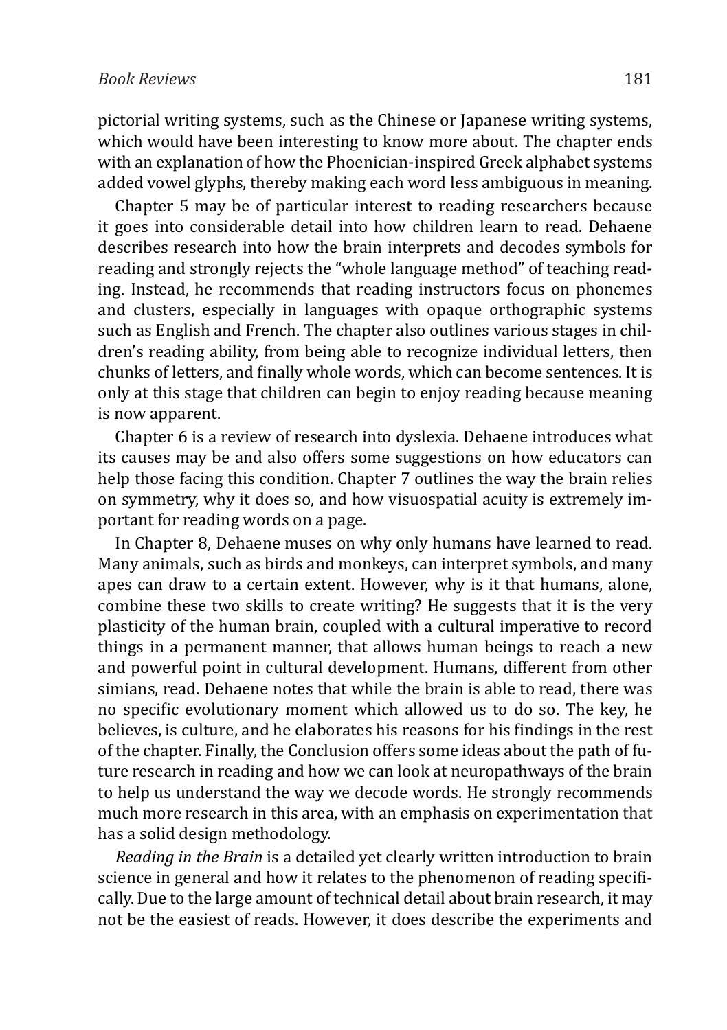pictorial writing systems, such as the Chinese or Japanese writing systems, which would have been interesting to know more about. The chapter ends with an explanation of how the Phoenician-inspired Greek alphabet systems added vowel glyphs, thereby making each word less ambiguous in meaning.

Chapter 5 may be of particular interest to reading researchers because it goes into considerable detail into how children learn to read. Dehaene describes research into how the brain interprets and decodes symbols for reading and strongly rejects the "whole language method" of teaching reading. Instead, he recommends that reading instructors focus on phonemes and clusters, especially in languages with opaque orthographic systems such as English and French. The chapter also outlines various stages in children's reading ability, from being able to recognize individual letters, then chunks of letters, and finally whole words, which can become sentences. It is only at this stage that children can begin to enjoy reading because meaning is now apparent.

Chapter 6 is a review of research into dyslexia. Dehaene introduces what its causes may be and also offers some suggestions on how educators can help those facing this condition. Chapter 7 outlines the way the brain relies on symmetry, why it does so, and how visuospatial acuity is extremely important for reading words on a page.

In Chapter 8, Dehaene muses on why only humans have learned to read. Many animals, such as birds and monkeys, can interpret symbols, and many apes can draw to a certain extent. However, why is it that humans, alone, combine these two skills to create writing? He suggests that it is the very plasticity of the human brain, coupled with a cultural imperative to record things in a permanent manner, that allows human beings to reach a new and powerful point in cultural development. Humans, different from other simians, read. Dehaene notes that while the brain is able to read, there was no specific evolutionary moment which allowed us to do so. The key, he believes, is culture, and he elaborates his reasons for his findings in the rest of the chapter. Finally, the Conclusion offers some ideas about the path of future research in reading and how we can look at neuropathways of the brain to help us understand the way we decode words. He strongly recommends much more research in this area, with an emphasis on experimentation that has a solid design methodology.

*Reading in the Brain* is a detailed yet clearly written introduction to brain science in general and how it relates to the phenomenon of reading specifically. Due to the large amount of technical detail about brain research, it may not be the easiest of reads. However, it does describe the experiments and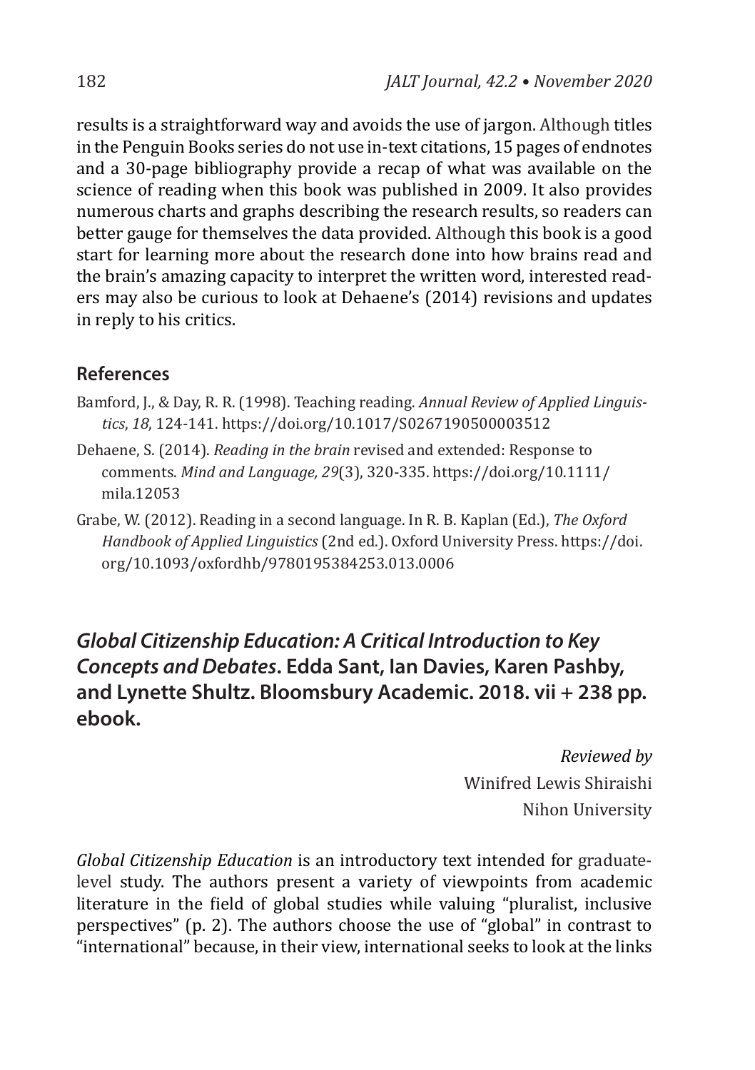results is a straightforward way and avoids the use of jargon. Although titles in the Penguin Books series do not use in-text citations, 15 pages of endnotes and a 30-page bibliography provide a recap of what was available on the science of reading when this book was published in 2009. It also provides numerous charts and graphs describing the research results, so readers can better gauge for themselves the data provided. Although this book is a good start for learning more about the research done into how brains read and the brain's amazing capacity to interpret the written word, interested readers may also be curious to look at Dehaene's (2014) revisions and updates in reply to his critics.

## References

Bamford, J., & Day, R. R. (1998). Teaching reading. *Annual Review of Applied Linguistics*, *18*, 124-141. https://doi.org/10.1017/S0267190500003512

Dehaene, S. (2014). *Reading in the brain* revised and extended: Response to comments. *Mind and Language, 29*(3), 320-335. https://doi.org/10.1111/mila.12053

Grabe, W. (2012). Reading in a second language. In R. B. Kaplan (Ed.), *The Oxford Handbook of Applied Linguistics* (2nd ed.). Oxford University Press. https://doi.org/10.1093/oxfordhb/9780195384253.013.0006

## ***Global Citizenship Education: A Critical Introduction to Key Concepts and Debates*. Edda Sant, Ian Davies, Karen Pashby, and Lynette Shultz. Bloomsbury Academic. 2018. vii + 238 pp. ebook.**

*Reviewed by*
Winifred Lewis Shiraishi
Nihon University

*Global Citizenship Education* is an introductory text intended for graduate-level study. The authors present a variety of viewpoints from academic literature in the field of global studies while valuing "pluralist, inclusive perspectives" (p. 2). The authors choose the use of "global" in contrast to "international" because, in their view, international seeks to look at the links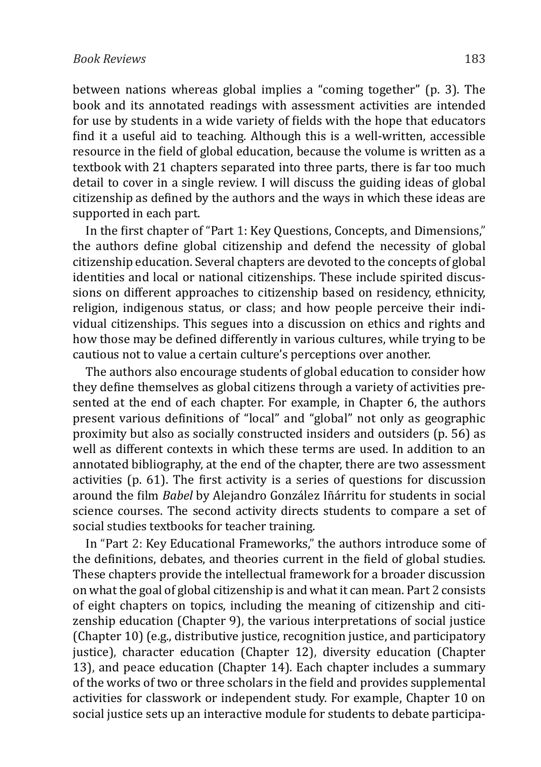between nations whereas global implies a "coming together" (p. 3). The book and its annotated readings with assessment activities are intended for use by students in a wide variety of fields with the hope that educators find it a useful aid to teaching. Although this is a well-written, accessible resource in the field of global education, because the volume is written as a textbook with 21 chapters separated into three parts, there is far too much detail to cover in a single review. I will discuss the guiding ideas of global citizenship as defined by the authors and the ways in which these ideas are supported in each part.

In the first chapter of "Part 1: Key Questions, Concepts, and Dimensions," the authors define global citizenship and defend the necessity of global citizenship education. Several chapters are devoted to the concepts of global identities and local or national citizenships. These include spirited discussions on different approaches to citizenship based on residency, ethnicity, religion, indigenous status, or class; and how people perceive their individual citizenships. This segues into a discussion on ethics and rights and how those may be defined differently in various cultures, while trying to be cautious not to value a certain culture's perceptions over another.

The authors also encourage students of global education to consider how they define themselves as global citizens through a variety of activities presented at the end of each chapter. For example, in Chapter 6, the authors present various definitions of "local" and "global" not only as geographic proximity but also as socially constructed insiders and outsiders (p. 56) as well as different contexts in which these terms are used. In addition to an annotated bibliography, at the end of the chapter, there are two assessment activities (p. 61). The first activity is a series of questions for discussion around the film *Babel* by Alejandro González Iñárritu for students in social science courses. The second activity directs students to compare a set of social studies textbooks for teacher training.

In "Part 2: Key Educational Frameworks," the authors introduce some of the definitions, debates, and theories current in the field of global studies. These chapters provide the intellectual framework for a broader discussion on what the goal of global citizenship is and what it can mean. Part 2 consists of eight chapters on topics, including the meaning of citizenship and citizenship education (Chapter 9), the various interpretations of social justice (Chapter 10) (e.g., distributive justice, recognition justice, and participatory justice), character education (Chapter 12), diversity education (Chapter 13), and peace education (Chapter 14). Each chapter includes a summary of the works of two or three scholars in the field and provides supplemental activities for classwork or independent study. For example, Chapter 10 on social justice sets up an interactive module for students to debate participa-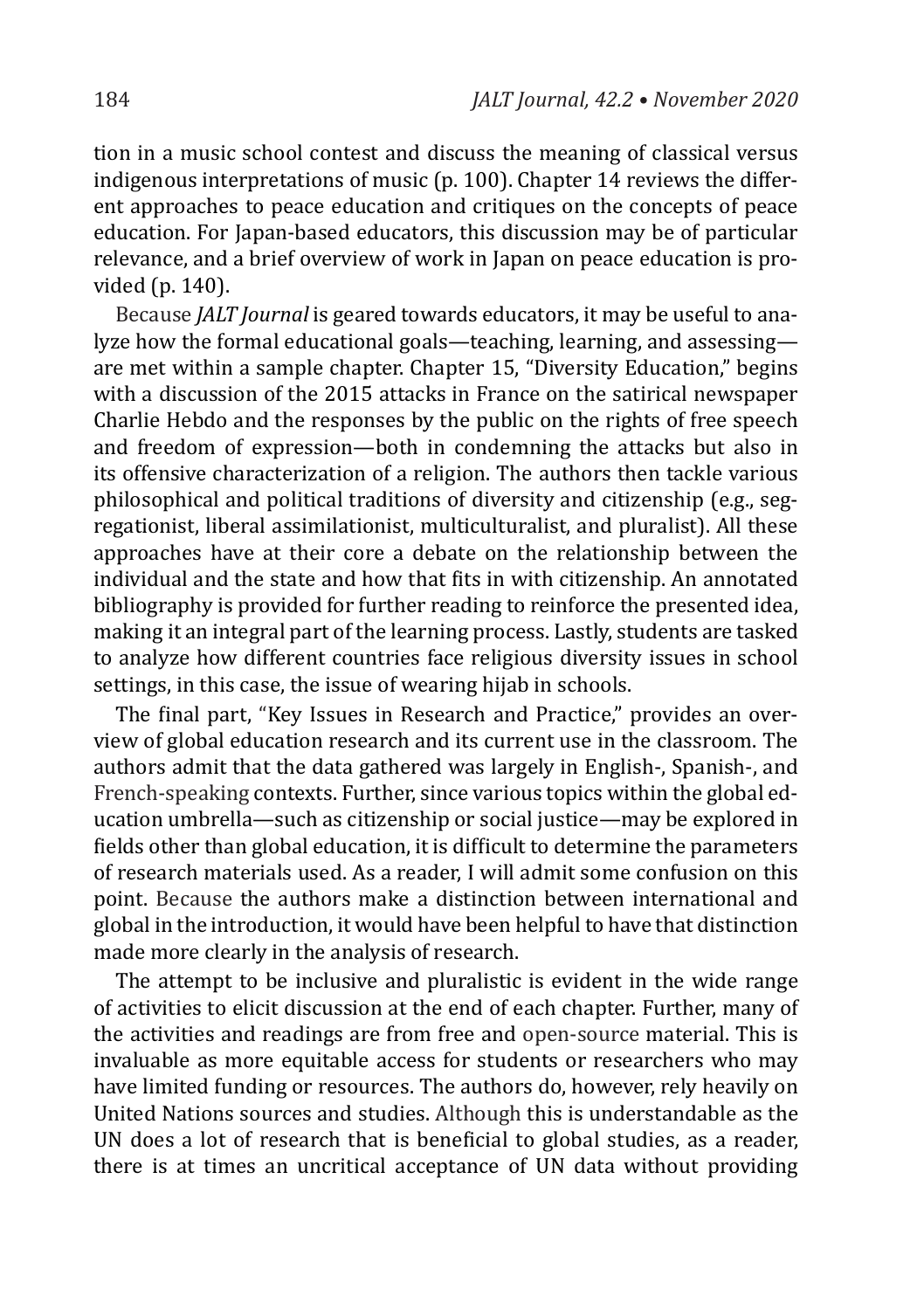tion in a music school contest and discuss the meaning of classical versus indigenous interpretations of music (p. 100). Chapter 14 reviews the different approaches to peace education and critiques on the concepts of peace education. For Japan-based educators, this discussion may be of particular relevance, and a brief overview of work in Japan on peace education is provided (p. 140).

Because *JALT Journal* is geared towards educators, it may be useful to analyze how the formal educational goals—teaching, learning, and assessing—are met within a sample chapter. Chapter 15, "Diversity Education," begins with a discussion of the 2015 attacks in France on the satirical newspaper Charlie Hebdo and the responses by the public on the rights of free speech and freedom of expression—both in condemning the attacks but also in its offensive characterization of a religion. The authors then tackle various philosophical and political traditions of diversity and citizenship (e.g., segregationist, liberal assimilationist, multiculturalist, and pluralist). All these approaches have at their core a debate on the relationship between the individual and the state and how that fits in with citizenship. An annotated bibliography is provided for further reading to reinforce the presented idea, making it an integral part of the learning process. Lastly, students are tasked to analyze how different countries face religious diversity issues in school settings, in this case, the issue of wearing hijab in schools.

The final part, "Key Issues in Research and Practice," provides an overview of global education research and its current use in the classroom. The authors admit that the data gathered was largely in English-, Spanish-, and French-speaking contexts. Further, since various topics within the global education umbrella—such as citizenship or social justice—may be explored in fields other than global education, it is difficult to determine the parameters of research materials used. As a reader, I will admit some confusion on this point. Because the authors make a distinction between international and global in the introduction, it would have been helpful to have that distinction made more clearly in the analysis of research.

The attempt to be inclusive and pluralistic is evident in the wide range of activities to elicit discussion at the end of each chapter. Further, many of the activities and readings are from free and open-source material. This is invaluable as more equitable access for students or researchers who may have limited funding or resources. The authors do, however, rely heavily on United Nations sources and studies. Although this is understandable as the UN does a lot of research that is beneficial to global studies, as a reader, there is at times an uncritical acceptance of UN data without providing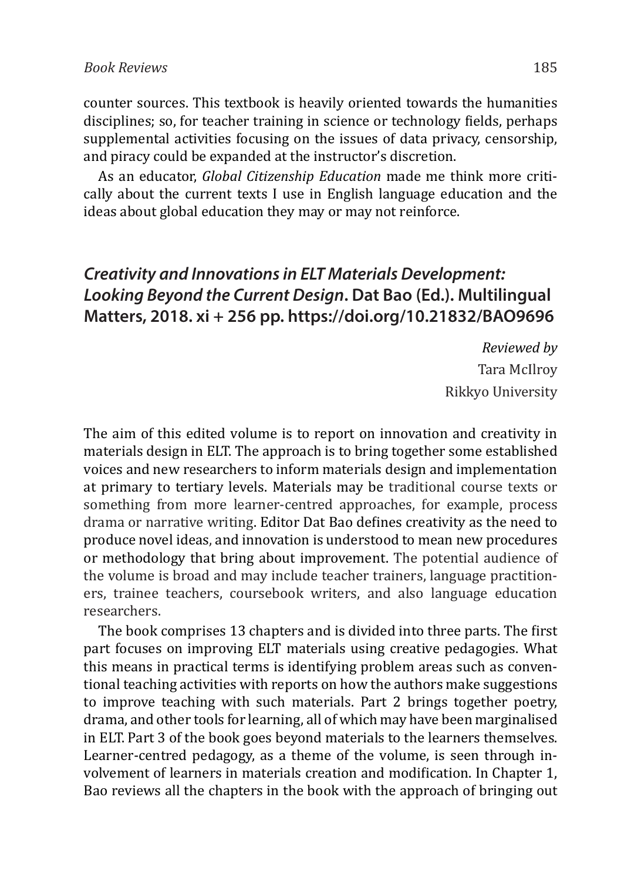counter sources. This textbook is heavily oriented towards the humanities disciplines; so, for teacher training in science or technology fields, perhaps supplemental activities focusing on the issues of data privacy, censorship, and piracy could be expanded at the instructor's discretion.

As an educator, *Global Citizenship Education* made me think more critically about the current texts I use in English language education and the ideas about global education they may or may not reinforce.

## *Creativity and Innovations in ELT Materials Development: Looking Beyond the Current Design*. Dat Bao (Ed.). Multilingual Matters, 2018. xi + 256 pp. https://doi.org/10.21832/BAO9696

*Reviewed by*
Tara McIlroy
Rikkyo University

The aim of this edited volume is to report on innovation and creativity in materials design in ELT. The approach is to bring together some established voices and new researchers to inform materials design and implementation at primary to tertiary levels. Materials may be traditional course texts or something from more learner-centred approaches, for example, process drama or narrative writing. Editor Dat Bao defines creativity as the need to produce novel ideas, and innovation is understood to mean new procedures or methodology that bring about improvement. The potential audience of the volume is broad and may include teacher trainers, language practitioners, trainee teachers, coursebook writers, and also language education researchers.

The book comprises 13 chapters and is divided into three parts. The first part focuses on improving ELT materials using creative pedagogies. What this means in practical terms is identifying problem areas such as conventional teaching activities with reports on how the authors make suggestions to improve teaching with such materials. Part 2 brings together poetry, drama, and other tools for learning, all of which may have been marginalised in ELT. Part 3 of the book goes beyond materials to the learners themselves. Learner-centred pedagogy, as a theme of the volume, is seen through involvement of learners in materials creation and modification. In Chapter 1, Bao reviews all the chapters in the book with the approach of bringing out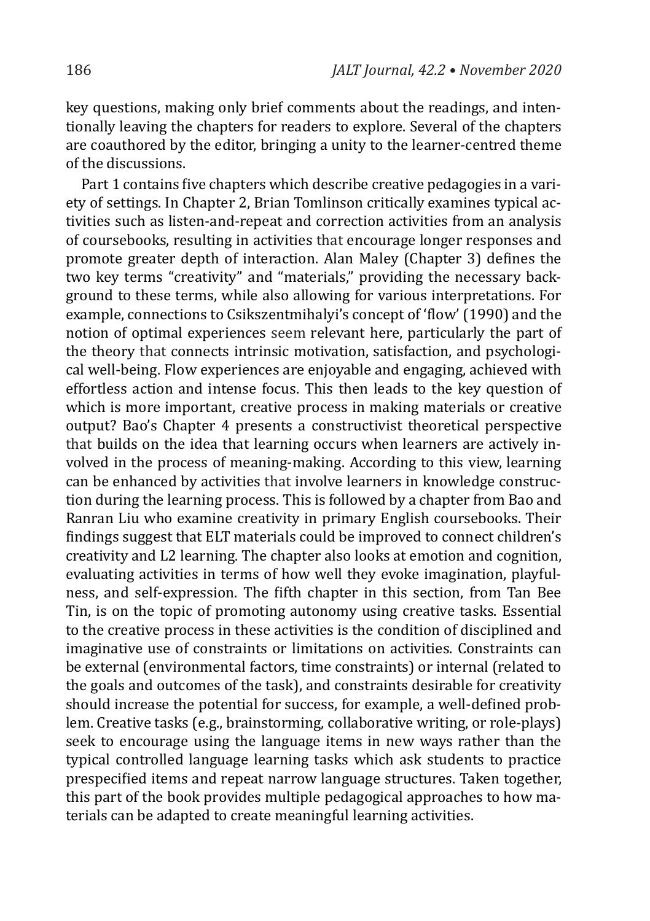key questions, making only brief comments about the readings, and intentionally leaving the chapters for readers to explore. Several of the chapters are coauthored by the editor, bringing a unity to the learner-centred theme of the discussions.

Part 1 contains five chapters which describe creative pedagogies in a variety of settings. In Chapter 2, Brian Tomlinson critically examines typical activities such as listen-and-repeat and correction activities from an analysis of coursebooks, resulting in activities that encourage longer responses and promote greater depth of interaction. Alan Maley (Chapter 3) defines the two key terms "creativity" and "materials," providing the necessary background to these terms, while also allowing for various interpretations. For example, connections to Csikszentmihalyi's concept of 'flow' (1990) and the notion of optimal experiences seem relevant here, particularly the part of the theory that connects intrinsic motivation, satisfaction, and psychological well-being. Flow experiences are enjoyable and engaging, achieved with effortless action and intense focus. This then leads to the key question of which is more important, creative process in making materials or creative output? Bao's Chapter 4 presents a constructivist theoretical perspective that builds on the idea that learning occurs when learners are actively involved in the process of meaning-making. According to this view, learning can be enhanced by activities that involve learners in knowledge construction during the learning process. This is followed by a chapter from Bao and Ranran Liu who examine creativity in primary English coursebooks. Their findings suggest that ELT materials could be improved to connect children's creativity and L2 learning. The chapter also looks at emotion and cognition, evaluating activities in terms of how well they evoke imagination, playfulness, and self-expression. The fifth chapter in this section, from Tan Bee Tin, is on the topic of promoting autonomy using creative tasks. Essential to the creative process in these activities is the condition of disciplined and imaginative use of constraints or limitations on activities. Constraints can be external (environmental factors, time constraints) or internal (related to the goals and outcomes of the task), and constraints desirable for creativity should increase the potential for success, for example, a well-defined problem. Creative tasks (e.g., brainstorming, collaborative writing, or role-plays) seek to encourage using the language items in new ways rather than the typical controlled language learning tasks which ask students to practice prespecified items and repeat narrow language structures. Taken together, this part of the book provides multiple pedagogical approaches to how materials can be adapted to create meaningful learning activities.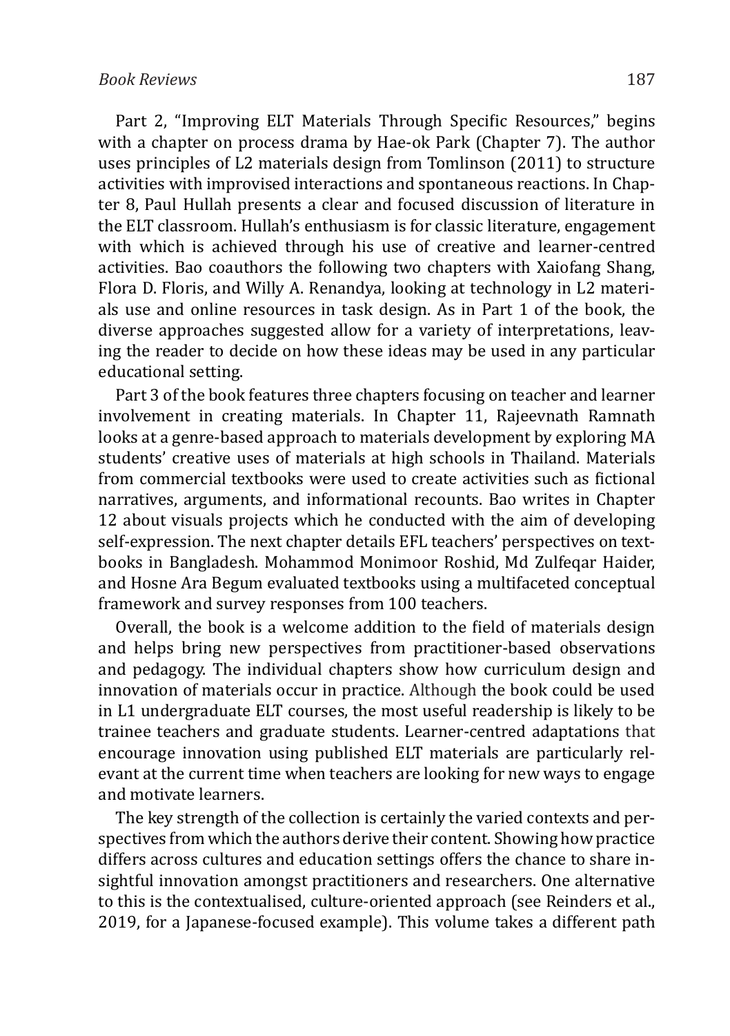Part 2, "Improving ELT Materials Through Specific Resources," begins with a chapter on process drama by Hae-ok Park (Chapter 7). The author uses principles of L2 materials design from Tomlinson (2011) to structure activities with improvised interactions and spontaneous reactions. In Chapter 8, Paul Hullah presents a clear and focused discussion of literature in the ELT classroom. Hullah's enthusiasm is for classic literature, engagement with which is achieved through his use of creative and learner-centred activities. Bao coauthors the following two chapters with Xaiofang Shang, Flora D. Floris, and Willy A. Renandya, looking at technology in L2 materials use and online resources in task design. As in Part 1 of the book, the diverse approaches suggested allow for a variety of interpretations, leaving the reader to decide on how these ideas may be used in any particular educational setting.

Part 3 of the book features three chapters focusing on teacher and learner involvement in creating materials. In Chapter 11, Rajeevnath Ramnath looks at a genre-based approach to materials development by exploring MA students' creative uses of materials at high schools in Thailand. Materials from commercial textbooks were used to create activities such as fictional narratives, arguments, and informational recounts. Bao writes in Chapter 12 about visuals projects which he conducted with the aim of developing self-expression. The next chapter details EFL teachers' perspectives on textbooks in Bangladesh. Mohammod Monimoor Roshid, Md Zulfeqar Haider, and Hosne Ara Begum evaluated textbooks using a multifaceted conceptual framework and survey responses from 100 teachers.

Overall, the book is a welcome addition to the field of materials design and helps bring new perspectives from practitioner-based observations and pedagogy. The individual chapters show how curriculum design and innovation of materials occur in practice. Although the book could be used in L1 undergraduate ELT courses, the most useful readership is likely to be trainee teachers and graduate students. Learner-centred adaptations that encourage innovation using published ELT materials are particularly relevant at the current time when teachers are looking for new ways to engage and motivate learners.

The key strength of the collection is certainly the varied contexts and perspectives from which the authors derive their content. Showing how practice differs across cultures and education settings offers the chance to share insightful innovation amongst practitioners and researchers. One alternative to this is the contextualised, culture-oriented approach (see Reinders et al., 2019, for a Japanese-focused example). This volume takes a different path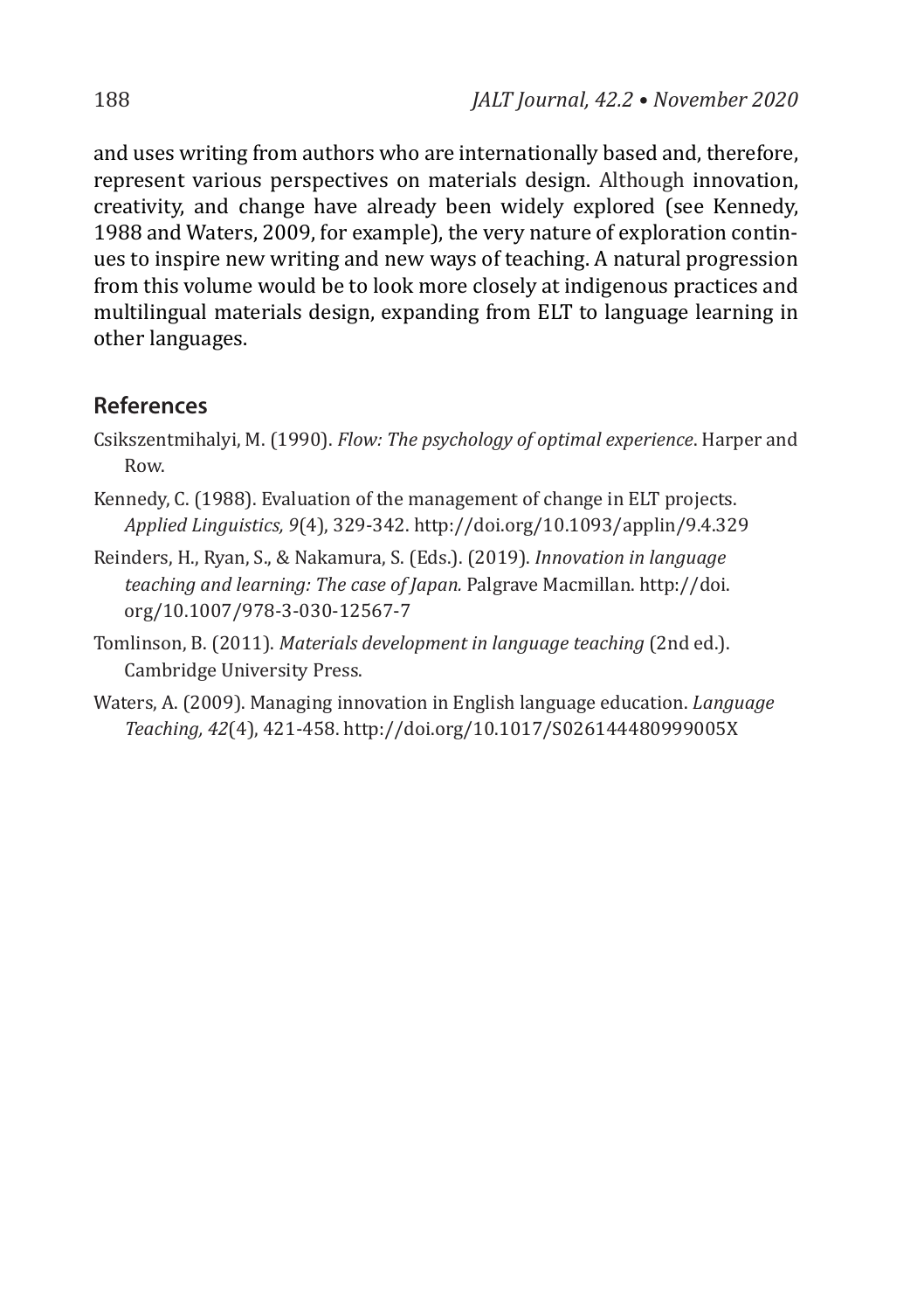and uses writing from authors who are internationally based and, therefore, represent various perspectives on materials design. Although innovation, creativity, and change have already been widely explored (see Kennedy, 1988 and Waters, 2009, for example), the very nature of exploration continues to inspire new writing and new ways of teaching. A natural progression from this volume would be to look more closely at indigenous practices and multilingual materials design, expanding from ELT to language learning in other languages.

## References

Csikszentmihalyi, M. (1990). *Flow: The psychology of optimal experience*. Harper and Row.

Kennedy, C. (1988). Evaluation of the management of change in ELT projects. *Applied Linguistics, 9*(4), 329-342. http://doi.org/10.1093/applin/9.4.329

Reinders, H., Ryan, S., & Nakamura, S. (Eds.). (2019). *Innovation in language teaching and learning: The case of Japan.* Palgrave Macmillan. http://doi.org/10.1007/978-3-030-12567-7

Tomlinson, B. (2011). *Materials development in language teaching* (2nd ed.). Cambridge University Press.

Waters, A. (2009). Managing innovation in English language education. *Language Teaching, 42*(4), 421-458. http://doi.org/10.1017/S026144480999005X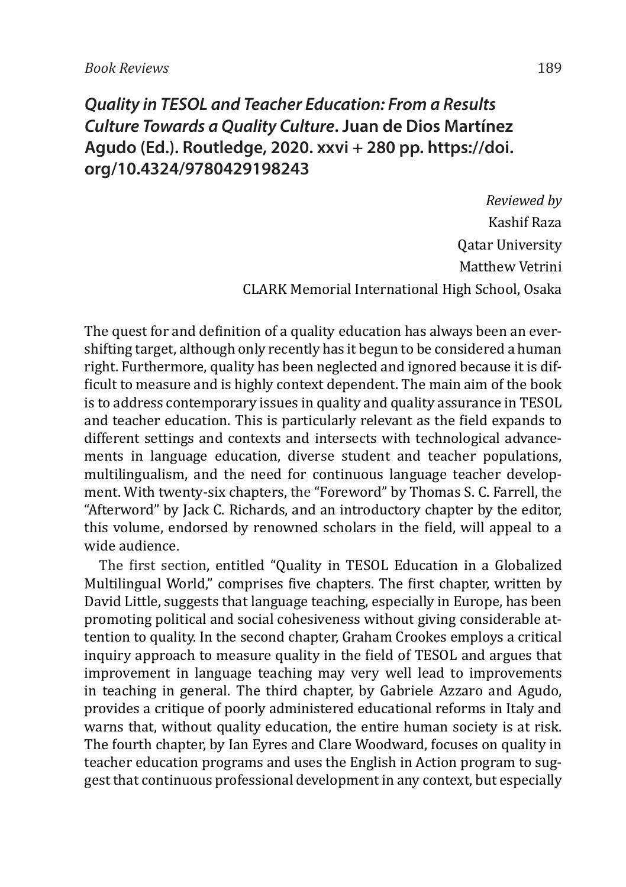## *Quality in TESOL and Teacher Education: From a Results Culture Towards a Quality Culture*. Juan de Dios Martínez Agudo (Ed.). Routledge, 2020. xxvi + 280 pp. https://doi.org/10.4324/9780429198243

*Reviewed by*  
Kashif Raza  
Qatar University  
Matthew Vetrini  
CLARK Memorial International High School, Osaka

The quest for and definition of a quality education has always been an ever-shifting target, although only recently has it begun to be considered a human right. Furthermore, quality has been neglected and ignored because it is difficult to measure and is highly context dependent. The main aim of the book is to address contemporary issues in quality and quality assurance in TESOL and teacher education. This is particularly relevant as the field expands to different settings and contexts and intersects with technological advancements in language education, diverse student and teacher populations, multilingualism, and the need for continuous language teacher development. With twenty-six chapters, the "Foreword" by Thomas S. C. Farrell, the "Afterword" by Jack C. Richards, and an introductory chapter by the editor, this volume, endorsed by renowned scholars in the field, will appeal to a wide audience.

The first section, entitled "Quality in TESOL Education in a Globalized Multilingual World," comprises five chapters. The first chapter, written by David Little, suggests that language teaching, especially in Europe, has been promoting political and social cohesiveness without giving considerable attention to quality. In the second chapter, Graham Crookes employs a critical inquiry approach to measure quality in the field of TESOL and argues that improvement in language teaching may very well lead to improvements in teaching in general. The third chapter, by Gabriele Azzaro and Agudo, provides a critique of poorly administered educational reforms in Italy and warns that, without quality education, the entire human society is at risk. The fourth chapter, by Ian Eyres and Clare Woodward, focuses on quality in teacher education programs and uses the English in Action program to suggest that continuous professional development in any context, but especially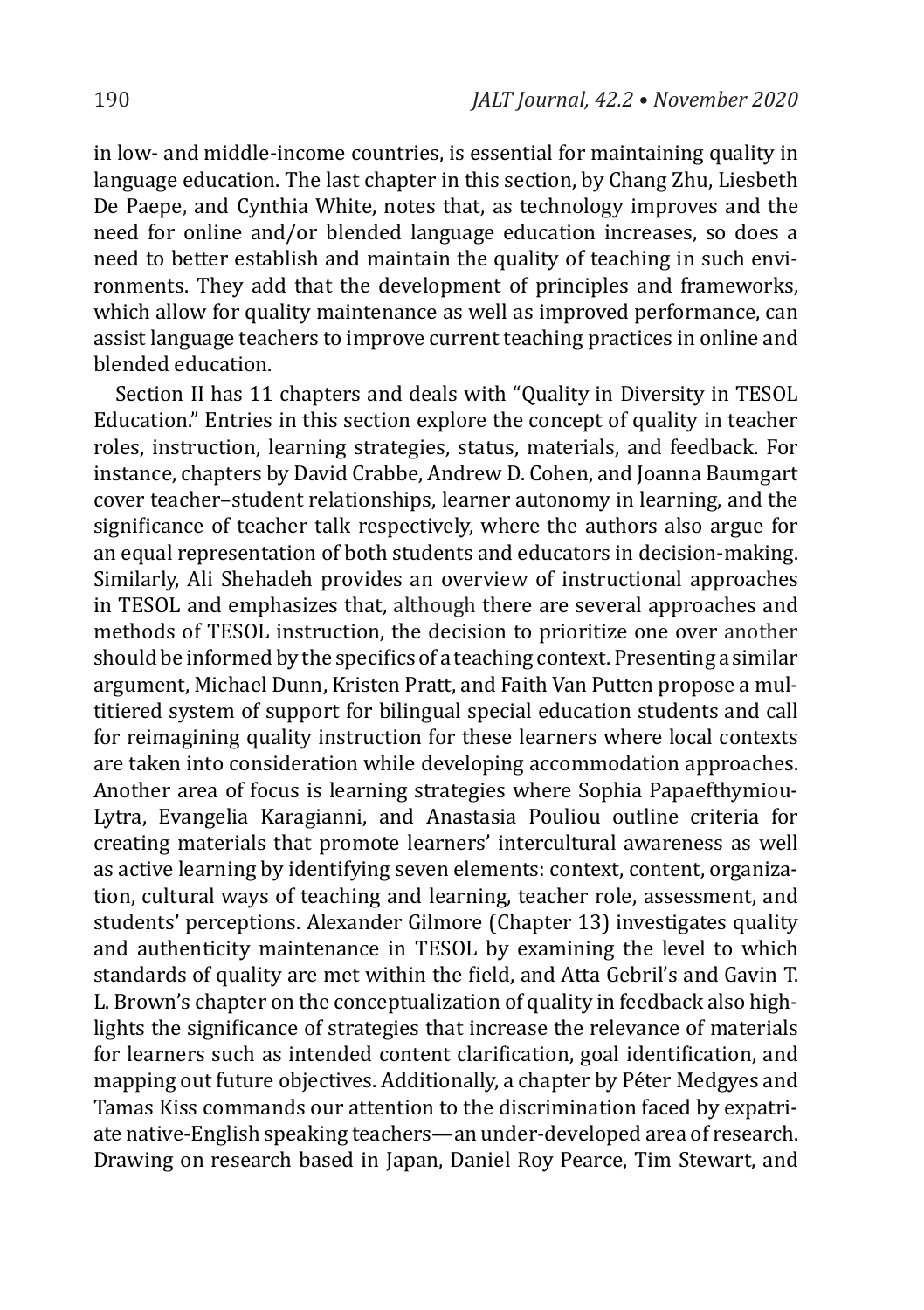in low- and middle-income countries, is essential for maintaining quality in language education. The last chapter in this section, by Chang Zhu, Liesbeth De Paepe, and Cynthia White, notes that, as technology improves and the need for online and/or blended language education increases, so does a need to better establish and maintain the quality of teaching in such environments. They add that the development of principles and frameworks, which allow for quality maintenance as well as improved performance, can assist language teachers to improve current teaching practices in online and blended education.

Section II has 11 chapters and deals with "Quality in Diversity in TESOL Education." Entries in this section explore the concept of quality in teacher roles, instruction, learning strategies, status, materials, and feedback. For instance, chapters by David Crabbe, Andrew D. Cohen, and Joanna Baumgart cover teacher–student relationships, learner autonomy in learning, and the significance of teacher talk respectively, where the authors also argue for an equal representation of both students and educators in decision-making. Similarly, Ali Shehadeh provides an overview of instructional approaches in TESOL and emphasizes that, although there are several approaches and methods of TESOL instruction, the decision to prioritize one over another should be informed by the specifics of a teaching context. Presenting a similar argument, Michael Dunn, Kristen Pratt, and Faith Van Putten propose a multitiered system of support for bilingual special education students and call for reimagining quality instruction for these learners where local contexts are taken into consideration while developing accommodation approaches. Another area of focus is learning strategies where Sophia Papaefthymiou-Lytra, Evangelia Karagianni, and Anastasia Pouliou outline criteria for creating materials that promote learners' intercultural awareness as well as active learning by identifying seven elements: context, content, organization, cultural ways of teaching and learning, teacher role, assessment, and students' perceptions. Alexander Gilmore (Chapter 13) investigates quality and authenticity maintenance in TESOL by examining the level to which standards of quality are met within the field, and Atta Gebril's and Gavin T. L. Brown's chapter on the conceptualization of quality in feedback also highlights the significance of strategies that increase the relevance of materials for learners such as intended content clarification, goal identification, and mapping out future objectives. Additionally, a chapter by Péter Medgyes and Tamas Kiss commands our attention to the discrimination faced by expatriate native-English speaking teachers—an under-developed area of research. Drawing on research based in Japan, Daniel Roy Pearce, Tim Stewart, and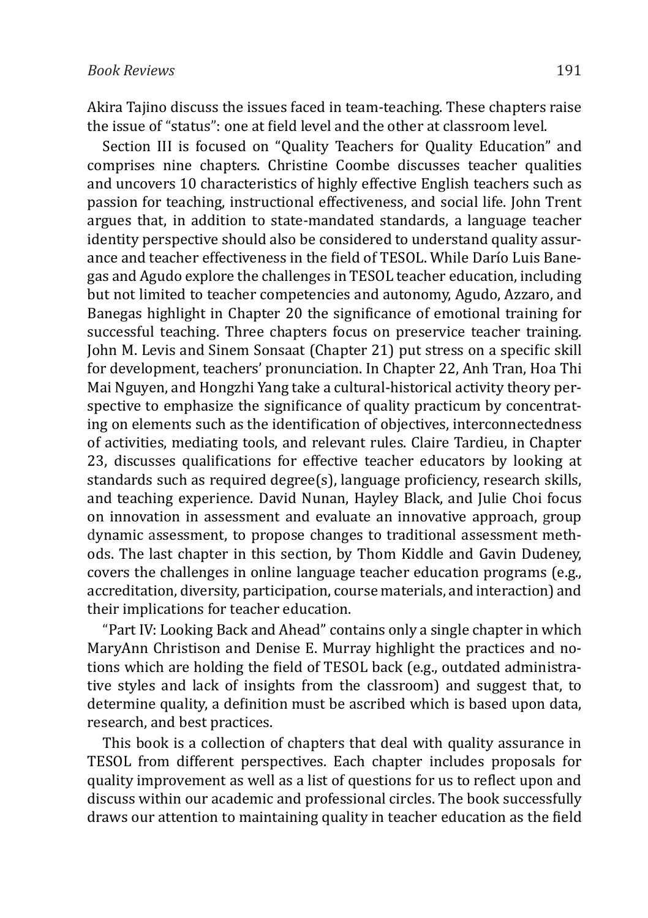Akira Tajino discuss the issues faced in team-teaching. These chapters raise the issue of "status": one at field level and the other at classroom level.

Section III is focused on "Quality Teachers for Quality Education" and comprises nine chapters. Christine Coombe discusses teacher qualities and uncovers 10 characteristics of highly effective English teachers such as passion for teaching, instructional effectiveness, and social life. John Trent argues that, in addition to state-mandated standards, a language teacher identity perspective should also be considered to understand quality assurance and teacher effectiveness in the field of TESOL. While Darío Luis Banegas and Agudo explore the challenges in TESOL teacher education, including but not limited to teacher competencies and autonomy, Agudo, Azzaro, and Banegas highlight in Chapter 20 the significance of emotional training for successful teaching. Three chapters focus on preservice teacher training. John M. Levis and Sinem Sonsaat (Chapter 21) put stress on a specific skill for development, teachers' pronunciation. In Chapter 22, Anh Tran, Hoa Thi Mai Nguyen, and Hongzhi Yang take a cultural-historical activity theory perspective to emphasize the significance of quality practicum by concentrating on elements such as the identification of objectives, interconnectedness of activities, mediating tools, and relevant rules. Claire Tardieu, in Chapter 23, discusses qualifications for effective teacher educators by looking at standards such as required degree(s), language proficiency, research skills, and teaching experience. David Nunan, Hayley Black, and Julie Choi focus on innovation in assessment and evaluate an innovative approach, group dynamic assessment, to propose changes to traditional assessment methods. The last chapter in this section, by Thom Kiddle and Gavin Dudeney, covers the challenges in online language teacher education programs (e.g., accreditation, diversity, participation, course materials, and interaction) and their implications for teacher education.

"Part IV: Looking Back and Ahead" contains only a single chapter in which MaryAnn Christison and Denise E. Murray highlight the practices and notions which are holding the field of TESOL back (e.g., outdated administrative styles and lack of insights from the classroom) and suggest that, to determine quality, a definition must be ascribed which is based upon data, research, and best practices.

This book is a collection of chapters that deal with quality assurance in TESOL from different perspectives. Each chapter includes proposals for quality improvement as well as a list of questions for us to reflect upon and discuss within our academic and professional circles. The book successfully draws our attention to maintaining quality in teacher education as the field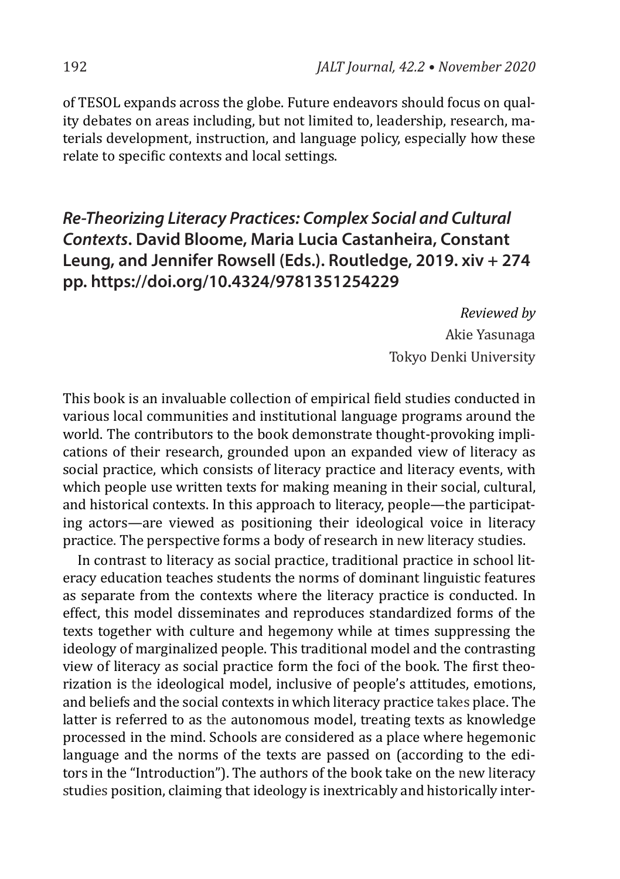of TESOL expands across the globe. Future endeavors should focus on quality debates on areas including, but not limited to, leadership, research, materials development, instruction, and language policy, especially how these relate to specific contexts and local settings.

## *Re-Theorizing Literacy Practices: Complex Social and Cultural Contexts*. David Bloome, Maria Lucia Castanheira, Constant Leung, and Jennifer Rowsell (Eds.). Routledge, 2019. xiv + 274 pp. https://doi.org/10.4324/9781351254229

*Reviewed by*
Akie Yasunaga
Tokyo Denki University

This book is an invaluable collection of empirical field studies conducted in various local communities and institutional language programs around the world. The contributors to the book demonstrate thought-provoking implications of their research, grounded upon an expanded view of literacy as social practice, which consists of literacy practice and literacy events, with which people use written texts for making meaning in their social, cultural, and historical contexts. In this approach to literacy, people—the participating actors—are viewed as positioning their ideological voice in literacy practice. The perspective forms a body of research in new literacy studies.

In contrast to literacy as social practice, traditional practice in school literacy education teaches students the norms of dominant linguistic features as separate from the contexts where the literacy practice is conducted. In effect, this model disseminates and reproduces standardized forms of the texts together with culture and hegemony while at times suppressing the ideology of marginalized people. This traditional model and the contrasting view of literacy as social practice form the foci of the book. The first theorization is the ideological model, inclusive of people's attitudes, emotions, and beliefs and the social contexts in which literacy practice takes place. The latter is referred to as the autonomous model, treating texts as knowledge processed in the mind. Schools are considered as a place where hegemonic language and the norms of the texts are passed on (according to the editors in the "Introduction"). The authors of the book take on the new literacy studies position, claiming that ideology is inextricably and historically inter-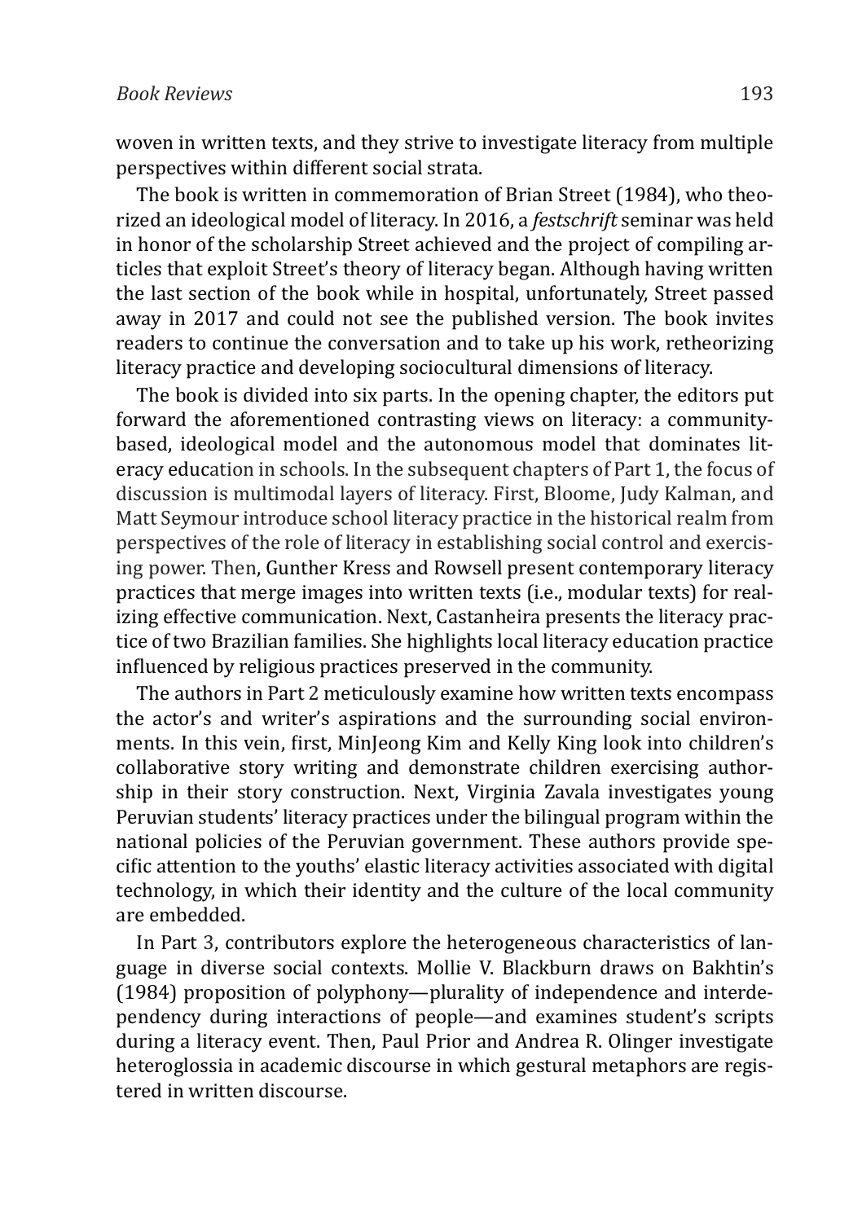woven in written texts, and they strive to investigate literacy from multiple perspectives within different social strata.

The book is written in commemoration of Brian Street (1984), who theorized an ideological model of literacy. In 2016, a *festschrift* seminar was held in honor of the scholarship Street achieved and the project of compiling articles that exploit Street's theory of literacy began. Although having written the last section of the book while in hospital, unfortunately, Street passed away in 2017 and could not see the published version. The book invites readers to continue the conversation and to take up his work, retheorizing literacy practice and developing sociocultural dimensions of literacy.

The book is divided into six parts. In the opening chapter, the editors put forward the aforementioned contrasting views on literacy: a community-based, ideological model and the autonomous model that dominates literacy education in schools. In the subsequent chapters of Part 1, the focus of discussion is multimodal layers of literacy. First, Bloome, Judy Kalman, and Matt Seymour introduce school literacy practice in the historical realm from perspectives of the role of literacy in establishing social control and exercising power. Then, Gunther Kress and Rowsell present contemporary literacy practices that merge images into written texts (i.e., modular texts) for realizing effective communication. Next, Castanheira presents the literacy practice of two Brazilian families. She highlights local literacy education practice influenced by religious practices preserved in the community.

The authors in Part 2 meticulously examine how written texts encompass the actor's and writer's aspirations and the surrounding social environments. In this vein, first, MinJeong Kim and Kelly King look into children's collaborative story writing and demonstrate children exercising authorship in their story construction. Next, Virginia Zavala investigates young Peruvian students' literacy practices under the bilingual program within the national policies of the Peruvian government. These authors provide specific attention to the youths' elastic literacy activities associated with digital technology, in which their identity and the culture of the local community are embedded.

In Part 3, contributors explore the heterogeneous characteristics of language in diverse social contexts. Mollie V. Blackburn draws on Bakhtin's (1984) proposition of polyphony—plurality of independence and interdependency during interactions of people—and examines student's scripts during a literacy event. Then, Paul Prior and Andrea R. Olinger investigate heteroglossia in academic discourse in which gestural metaphors are registered in written discourse.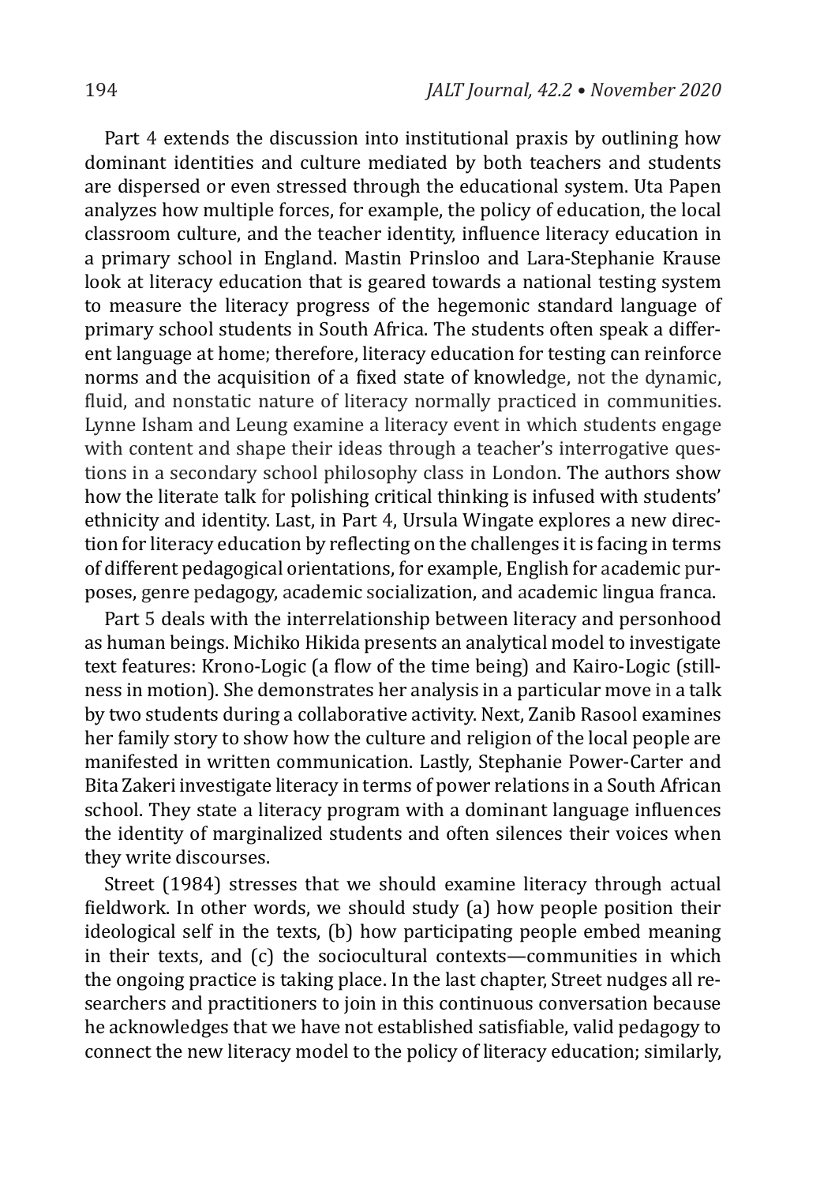Part 4 extends the discussion into institutional praxis by outlining how dominant identities and culture mediated by both teachers and students are dispersed or even stressed through the educational system. Uta Papen analyzes how multiple forces, for example, the policy of education, the local classroom culture, and the teacher identity, influence literacy education in a primary school in England. Mastin Prinsloo and Lara-Stephanie Krause look at literacy education that is geared towards a national testing system to measure the literacy progress of the hegemonic standard language of primary school students in South Africa. The students often speak a different language at home; therefore, literacy education for testing can reinforce norms and the acquisition of a fixed state of knowledge, not the dynamic, fluid, and nonstatic nature of literacy normally practiced in communities. Lynne Isham and Leung examine a literacy event in which students engage with content and shape their ideas through a teacher's interrogative questions in a secondary school philosophy class in London. The authors show how the literate talk for polishing critical thinking is infused with students' ethnicity and identity. Last, in Part 4, Ursula Wingate explores a new direction for literacy education by reflecting on the challenges it is facing in terms of different pedagogical orientations, for example, English for academic purposes, genre pedagogy, academic socialization, and academic lingua franca.

Part 5 deals with the interrelationship between literacy and personhood as human beings. Michiko Hikida presents an analytical model to investigate text features: Krono-Logic (a flow of the time being) and Kairo-Logic (stillness in motion). She demonstrates her analysis in a particular move in a talk by two students during a collaborative activity. Next, Zanib Rasool examines her family story to show how the culture and religion of the local people are manifested in written communication. Lastly, Stephanie Power-Carter and Bita Zakeri investigate literacy in terms of power relations in a South African school. They state a literacy program with a dominant language influences the identity of marginalized students and often silences their voices when they write discourses.

Street (1984) stresses that we should examine literacy through actual fieldwork. In other words, we should study (a) how people position their ideological self in the texts, (b) how participating people embed meaning in their texts, and (c) the sociocultural contexts—communities in which the ongoing practice is taking place. In the last chapter, Street nudges all researchers and practitioners to join in this continuous conversation because he acknowledges that we have not established satisfiable, valid pedagogy to connect the new literacy model to the policy of literacy education; similarly,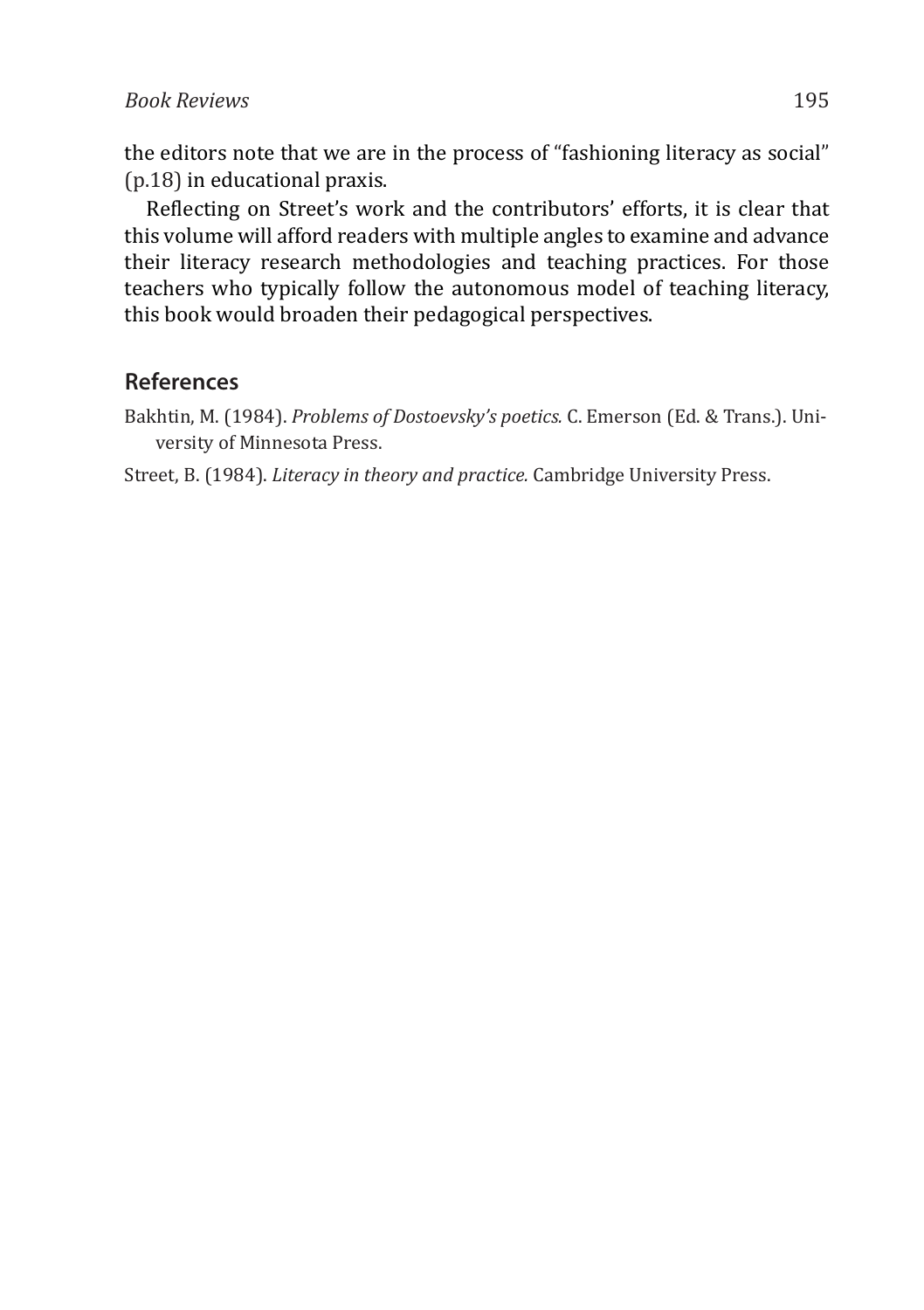the editors note that we are in the process of "fashioning literacy as social" (p.18) in educational praxis.

Reflecting on Street's work and the contributors' efforts, it is clear that this volume will afford readers with multiple angles to examine and advance their literacy research methodologies and teaching practices. For those teachers who typically follow the autonomous model of teaching literacy, this book would broaden their pedagogical perspectives.

## References

Bakhtin, M. (1984). *Problems of Dostoevsky's poetics.* C. Emerson (Ed. & Trans.). University of Minnesota Press.

Street, B. (1984). *Literacy in theory and practice.* Cambridge University Press.